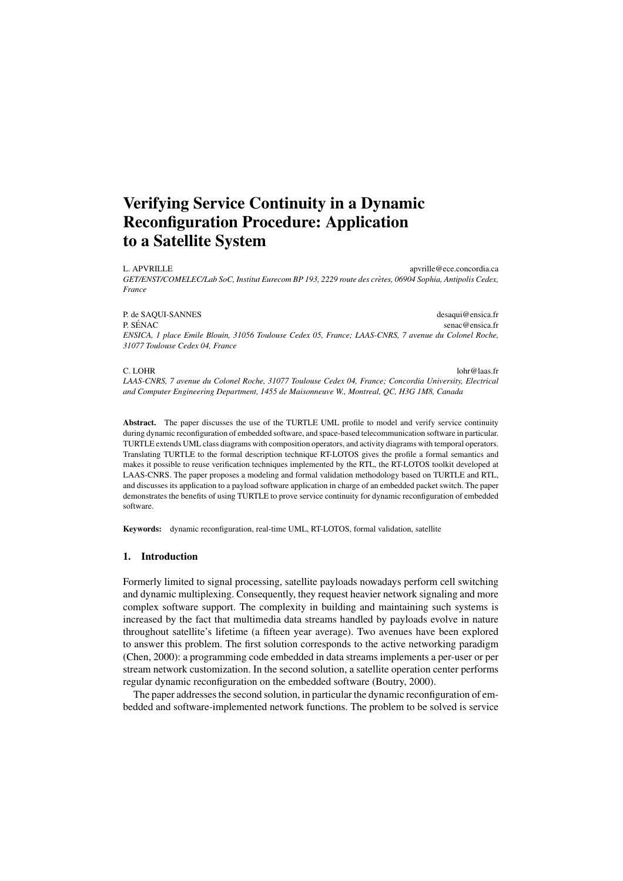# Verifying Service Continuity in a Dynamic Reconfiguration Procedure: Application to a Satellite System

L. APVRILLE apvrille@ece.concordia.ca

*GET/ENST/COMELEC/Lab SoC, Institut Eurecom BP 193, 2229 route des crètes, 06904 Sophia, Antipolis Cedex, France*

P. de SAQUI-SANNES desaqui@ensica.fr

P. SÉNAC senac@ensica.fr

*ENSICA, 1 place Emile Blouin, 31056 Toulouse Cedex 05, France; LAAS-CNRS, 7 avenue du Colonel Roche, 31077 Toulouse Cedex 04, France*

C. LOHR lohr@laas.fr

*LAAS-CNRS, 7 avenue du Colonel Roche, 31077 Toulouse Cedex 04, France; Concordia University, Electrical and Computer Engineering Department, 1455 de Maisonneuve W., Montreal, QC, H3G 1M8, Canada*

**Abstract.** The paper discusses the use of the TURTLE UML profile to model and verify service continuity during dynamic reconfiguration of embedded software, and space-based telecommunication software in particular. TURTLE extends UML class diagrams with composition operators, and activity diagrams with temporal operators. Translating TURTLE to the formal description technique RT-LOTOS gives the profile a formal semantics and makes it possible to reuse verification techniques implemented by the RTL, the RT-LOTOS toolkit developed at LAAS-CNRS. The paper proposes a modeling and formal validation methodology based on TURTLE and RTL, and discusses its application to a payload software application in charge of an embedded packet switch. The paper demonstrates the benefits of using TURTLE to prove service continuity for dynamic reconfiguration of embedded software.

**Keywords:** dynamic reconfiguration, real-time UML, RT-LOTOS, formal validation, satellite

## 1. Introduction

Formerly limited to signal processing, satellite payloads nowadays perform cell switching and dynamic multiplexing. Consequently, they request heavier network signaling and more complex software support. The complexity in building and maintaining such systems is increased by the fact that multimedia data streams handled by payloads evolve in nature throughout satellite's lifetime (a fifteen year average). Two avenues have been explored to answer this problem. The first solution corresponds to the active networking paradigm (Chen, 2000): a programming code embedded in data streams implements a per-user or per stream network customization. In the second solution, a satellite operation center performs regular dynamic reconfiguration on the embedded software (Boutry, 2000).

The paper addresses the second solution, in particular the dynamic reconfiguration of embedded and software-implemented network functions. The problem to be solved is service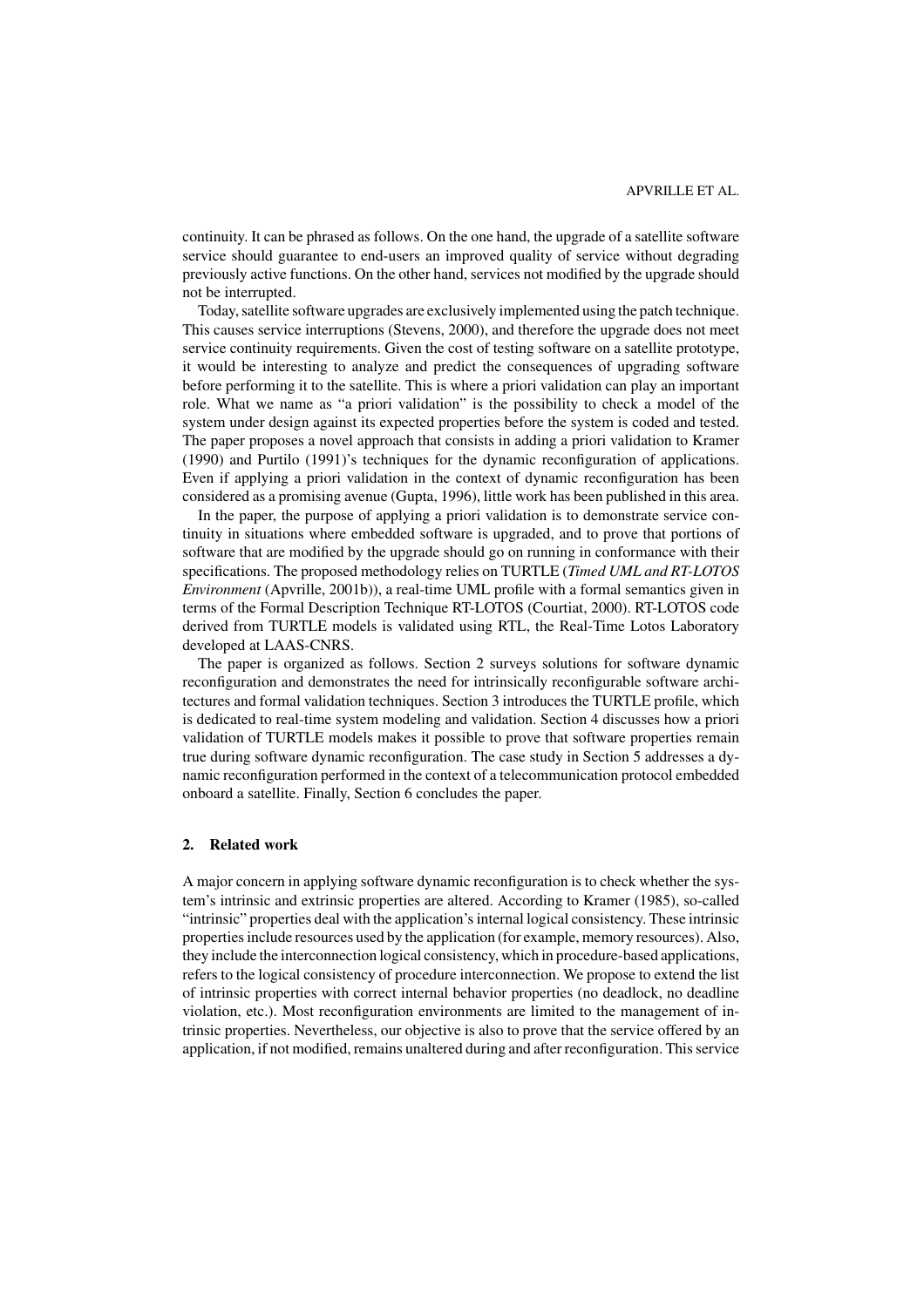continuity. It can be phrased as follows. On the one hand, the upgrade of a satellite software service should guarantee to end-users an improved quality of service without degrading previously active functions. On the other hand, services not modified by the upgrade should not be interrupted.

Today, satellite software upgrades are exclusively implemented using the patch technique. This causes service interruptions (Stevens, 2000), and therefore the upgrade does not meet service continuity requirements. Given the cost of testing software on a satellite prototype, it would be interesting to analyze and predict the consequences of upgrading software before performing it to the satellite. This is where a priori validation can play an important role. What we name as "a priori validation" is the possibility to check a model of the system under design against its expected properties before the system is coded and tested. The paper proposes a novel approach that consists in adding a priori validation to Kramer (1990) and Purtilo (1991)'s techniques for the dynamic reconfiguration of applications. Even if applying a priori validation in the context of dynamic reconfiguration has been considered as a promising avenue (Gupta, 1996), little work has been published in this area.

In the paper, the purpose of applying a priori validation is to demonstrate service continuity in situations where embedded software is upgraded, and to prove that portions of software that are modified by the upgrade should go on running in conformance with their specifications. The proposed methodology relies on TURTLE (*Timed UML and RT-LOTOS Environment* (Apvrille, 2001b)), a real-time UML profile with a formal semantics given in terms of the Formal Description Technique RT-LOTOS (Courtiat, 2000). RT-LOTOS code derived from TURTLE models is validated using RTL, the Real-Time Lotos Laboratory developed at LAAS-CNRS.

The paper is organized as follows. Section 2 surveys solutions for software dynamic reconfiguration and demonstrates the need for intrinsically reconfigurable software architectures and formal validation techniques. Section 3 introduces the TURTLE profile, which is dedicated to real-time system modeling and validation. Section 4 discusses how a priori validation of TURTLE models makes it possible to prove that software properties remain true during software dynamic reconfiguration. The case study in Section 5 addresses a dynamic reconfiguration performed in the context of a telecommunication protocol embedded onboard a satellite. Finally, Section 6 concludes the paper.

## 2. Related work

A major concern in applying software dynamic reconfiguration is to check whether the system's intrinsic and extrinsic properties are altered. According to Kramer (1985), so-called "intrinsic" properties deal with the application's internal logical consistency. These intrinsic properties include resources used by the application (for example, memory resources). Also, they include the interconnection logical consistency, which in procedure-based applications, refers to the logical consistency of procedure interconnection. We propose to extend the list of intrinsic properties with correct internal behavior properties (no deadlock, no deadline violation, etc.). Most reconfiguration environments are limited to the management of intrinsic properties. Nevertheless, our objective is also to prove that the service offered by an application, if not modified, remains unaltered during and after reconfiguration. This service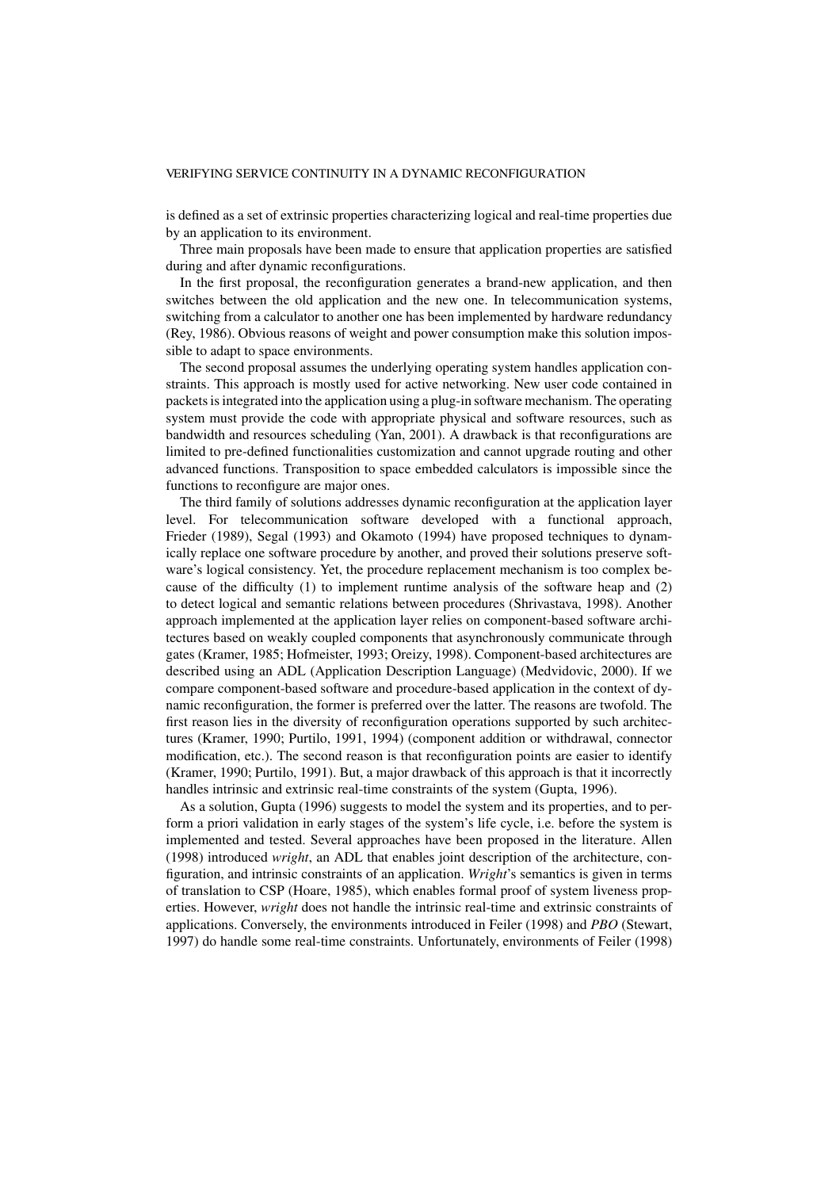is defined as a set of extrinsic properties characterizing logical and real-time properties due by an application to its environment.

Three main proposals have been made to ensure that application properties are satisfied during and after dynamic reconfigurations.

In the first proposal, the reconfiguration generates a brand-new application, and then switches between the old application and the new one. In telecommunication systems, switching from a calculator to another one has been implemented by hardware redundancy (Rey, 1986). Obvious reasons of weight and power consumption make this solution impossible to adapt to space environments.

The second proposal assumes the underlying operating system handles application constraints. This approach is mostly used for active networking. New user code contained in packets is integrated into the application using a plug-in software mechanism. The operating system must provide the code with appropriate physical and software resources, such as bandwidth and resources scheduling (Yan, 2001). A drawback is that reconfigurations are limited to pre-defined functionalities customization and cannot upgrade routing and other advanced functions. Transposition to space embedded calculators is impossible since the functions to reconfigure are major ones.

The third family of solutions addresses dynamic reconfiguration at the application layer level. For telecommunication software developed with a functional approach, Frieder (1989), Segal (1993) and Okamoto (1994) have proposed techniques to dynamically replace one software procedure by another, and proved their solutions preserve software's logical consistency. Yet, the procedure replacement mechanism is too complex because of the difficulty (1) to implement runtime analysis of the software heap and (2) to detect logical and semantic relations between procedures (Shrivastava, 1998). Another approach implemented at the application layer relies on component-based software architectures based on weakly coupled components that asynchronously communicate through gates (Kramer, 1985; Hofmeister, 1993; Oreizy, 1998). Component-based architectures are described using an ADL (Application Description Language) (Medvidovic, 2000). If we compare component-based software and procedure-based application in the context of dynamic reconfiguration, the former is preferred over the latter. The reasons are twofold. The first reason lies in the diversity of reconfiguration operations supported by such architectures (Kramer, 1990; Purtilo, 1991, 1994) (component addition or withdrawal, connector modification, etc.). The second reason is that reconfiguration points are easier to identify (Kramer, 1990; Purtilo, 1991). But, a major drawback of this approach is that it incorrectly handles intrinsic and extrinsic real-time constraints of the system (Gupta, 1996).

As a solution, Gupta (1996) suggests to model the system and its properties, and to perform a priori validation in early stages of the system's life cycle, i.e. before the system is implemented and tested. Several approaches have been proposed in the literature. Allen (1998) introduced *wright*, an ADL that enables joint description of the architecture, configuration, and intrinsic constraints of an application. *Wright*'s semantics is given in terms of translation to CSP (Hoare, 1985), which enables formal proof of system liveness properties. However, *wright* does not handle the intrinsic real-time and extrinsic constraints of applications. Conversely, the environments introduced in Feiler (1998) and *PBO* (Stewart, 1997) do handle some real-time constraints. Unfortunately, environments of Feiler (1998)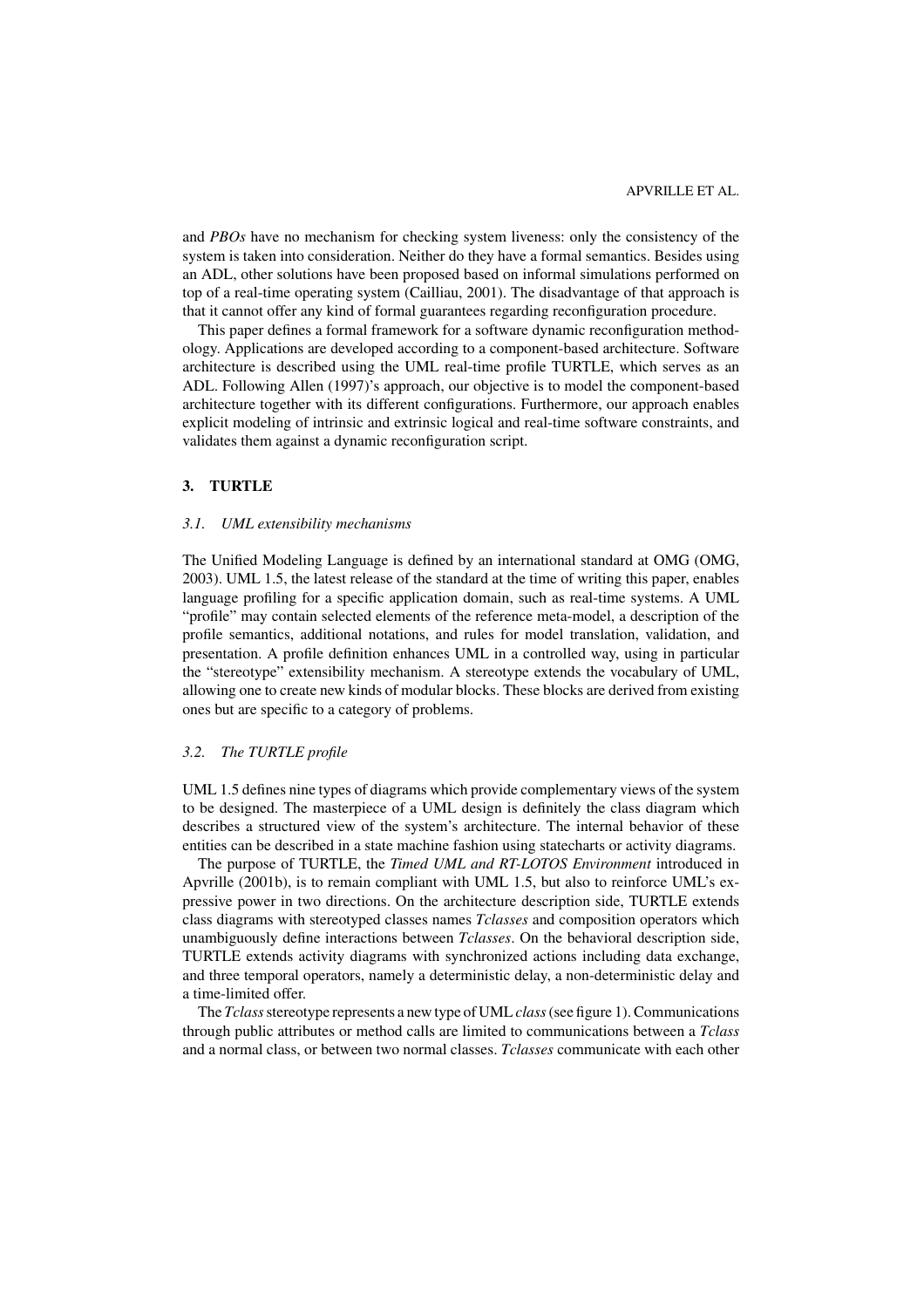and *PBOs* have no mechanism for checking system liveness: only the consistency of the system is taken into consideration. Neither do they have a formal semantics. Besides using an ADL, other solutions have been proposed based on informal simulations performed on top of a real-time operating system (Cailliau, 2001). The disadvantage of that approach is that it cannot offer any kind of formal guarantees regarding reconfiguration procedure.

This paper defines a formal framework for a software dynamic reconfiguration methodology. Applications are developed according to a component-based architecture. Software architecture is described using the UML real-time profile TURTLE, which serves as an ADL. Following Allen (1997)'s approach, our objective is to model the component-based architecture together with its different configurations. Furthermore, our approach enables explicit modeling of intrinsic and extrinsic logical and real-time software constraints, and validates them against a dynamic reconfiguration script.

## 3. TURTLE

### 3.1. UML extensibility mechanisms

The Unified Modeling Language is defined by an international standard at OMG (OMG, 2003). UML 1.5, the latest release of the standard at the time of writing this paper, enables language profiling for a specific application domain, such as real-time systems. A UML "profile" may contain selected elements of the reference meta-model, a description of the profile semantics, additional notations, and rules for model translation, validation, and presentation. A profile definition enhances UML in a controlled way, using in particular the "stereotype" extensibility mechanism. A stereotype extends the vocabulary of UML, allowing one to create new kinds of modular blocks. These blocks are derived from existing ones but are specific to a category of problems.

### 3.2. The TURTLE profile

UML 1.5 defines nine types of diagrams which provide complementary views of the system to be designed. The masterpiece of a UML design is definitely the class diagram which describes a structured view of the system's architecture. The internal behavior of these entities can be described in a state machine fashion using statecharts or activity diagrams.

The purpose of TURTLE, the *Timed UML and RT-LOTOS Environment* introduced in Apvrille (2001b), is to remain compliant with UML 1.5, but also to reinforce UML's expressive power in two directions. On the architecture description side, TURTLE extends class diagrams with stereotyped classes names *Tclasses* and composition operators which unambiguously define interactions between *Tclasses*. On the behavioral description side, TURTLE extends activity diagrams with synchronized actions including data exchange, and three temporal operators, namely a deterministic delay, a non-deterministic delay and a time-limited offer.

The *Tclass* stereotype represents a new type of UML *class* (see figure 1). Communications through public attributes or method calls are limited to communications between a *Tclass* and a normal class, or between two normal classes. *Tclasses* communicate with each other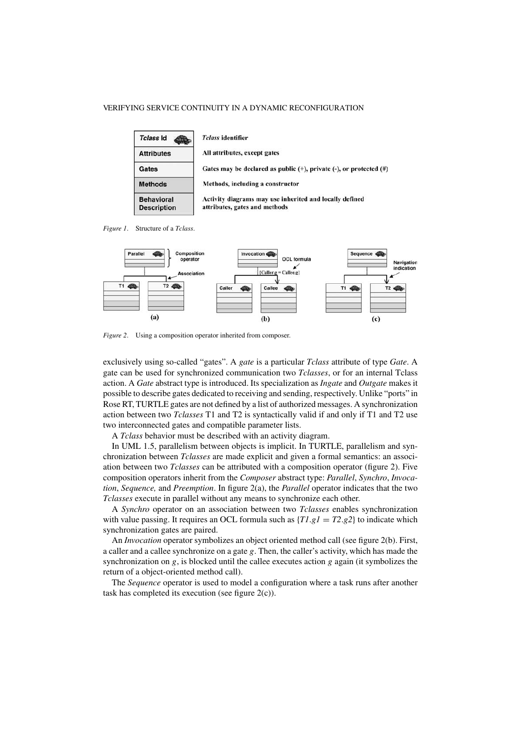| *Tclass* Id | *Tclass* identifier |
|---|---|
| Attributes | All attributes, except gates |
| Gates | Gates may be declared as public (+), private (-), or protected (#) |
| Methods | Methods, including a constructor |
| Behavioral Description | Activity diagrams may use inherited and locally defined attributes, gates and methods |

*Figure 1*. Structure of a *Tclass*.

*Figure 2*. Using a composition operator inherited from composer.

exclusively using so-called "gates". A *gate* is a particular *Tclass* attribute of type *Gate*. A gate can be used for synchronized communication two *Tclasses*, or for an internal Tclass action. A *Gate* abstract type is introduced. Its specialization as *Ingate* and *Outgate* makes it possible to describe gates dedicated to receiving and sending, respectively. Unlike "ports" in Rose RT, TURTLE gates are not defined by a list of authorized messages. A synchronization action between two *Tclasses* T1 and T2 is syntactically valid if and only if T1 and T2 use two interconnected gates and compatible parameter lists.

A *Tclass* behavior must be described with an activity diagram.

In UML 1.5, parallelism between objects is implicit. In TURTLE, parallelism and synchronization between *Tclasses* are made explicit and given a formal semantics: an association between two *Tclasses* can be attributed with a composition operator (figure 2). Five composition operators inherit from the *Composer* abstract type: *Parallel*, *Synchro*, *Invocation*, *Sequence,* and *Preemption*. In figure 2(a), the *Parallel* operator indicates that the two *Tclasses* execute in parallel without any means to synchronize each other.

A *Synchro* operator on an association between two *Tclasses* enables synchronization with value passing. It requires an OCL formula such as $\{T1.g1 = T2.g2\}$ to indicate which synchronization gates are paired.

An *Invocation* operator symbolizes an object oriented method call (see figure 2(b). First, a caller and a callee synchronize on a gate $g$. Then, the caller's activity, which has made the synchronization on $g$, is blocked until the callee executes action $g$ again (it symbolizes the return of a object-oriented method call).

The *Sequence* operator is used to model a configuration where a task runs after another task has completed its execution (see figure 2(c)).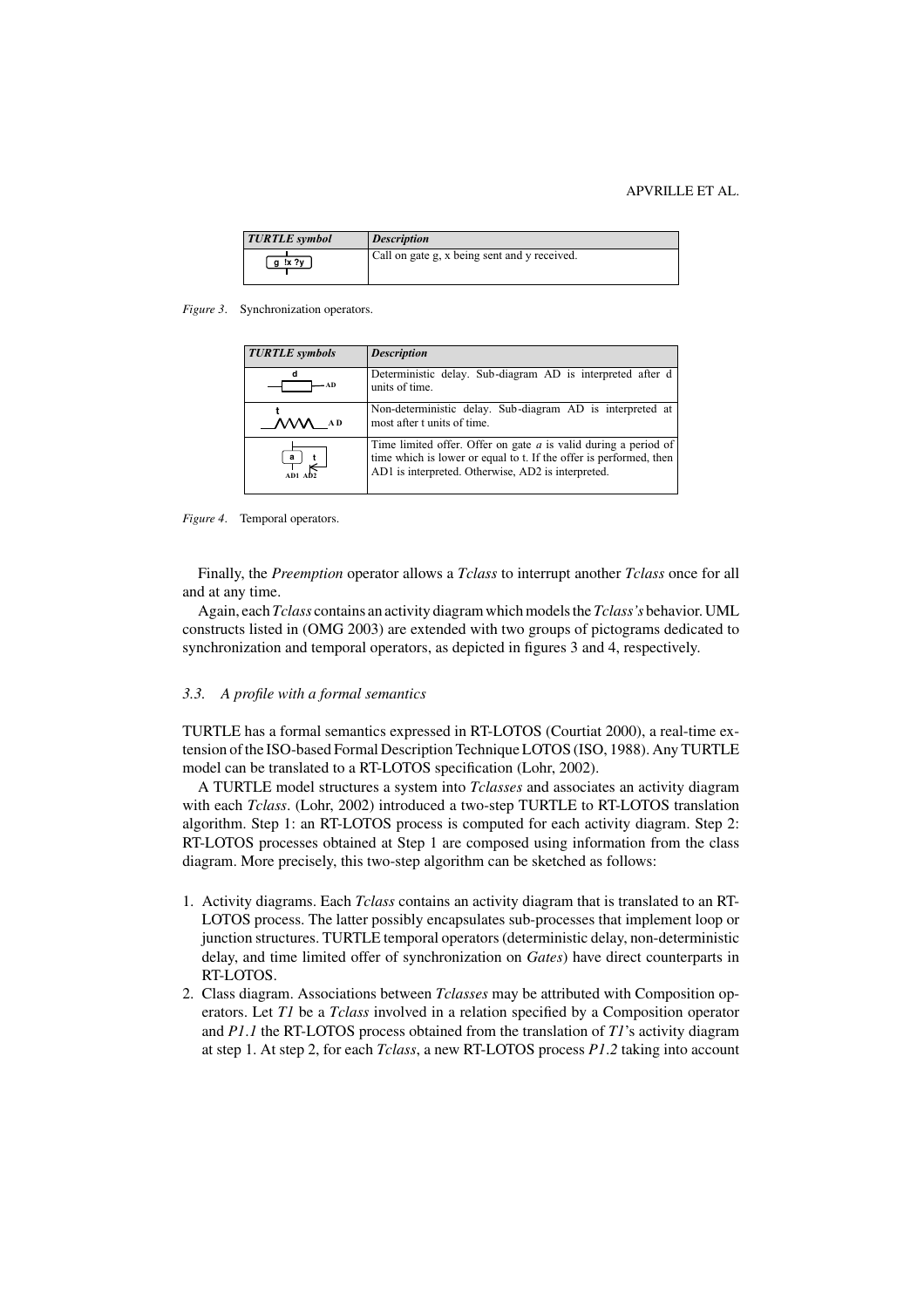| *TURTLE symbol* | *Description* |
| --- | --- |
| g !x ?y | Call on gate g, x being sent and y received. |

*Figure 3*. Synchronization operators.

| *TURTLE symbols* | *Description* |
| --- | --- |
| d AD | Deterministic delay. Sub-diagram AD is interpreted after d units of time. |
| t AD | Non-deterministic delay. Sub-diagram AD is interpreted at most after t units of time. |
| a t AD1 AD2 | Time limited offer. Offer on gate *a* is valid during a period of time which is lower or equal to t. If the offer is performed, then AD1 is interpreted. Otherwise, AD2 is interpreted. |

*Figure 4*. Temporal operators.

Finally, the *Preemption* operator allows a *Tclass* to interrupt another *Tclass* once for all and at any time.

Again, each *Tclass* contains an activity diagram which models the *Tclass's* behavior. UML constructs listed in (OMG 2003) are extended with two groups of pictograms dedicated to synchronization and temporal operators, as depicted in figures 3 and 4, respectively.

### *3.3. A profile with a formal semantics*

TURTLE has a formal semantics expressed in RT-LOTOS (Courtiat 2000), a real-time extension of the ISO-based Formal Description Technique LOTOS (ISO, 1988). Any TURTLE model can be translated to a RT-LOTOS specification (Lohr, 2002).

A TURTLE model structures a system into *Tclasses* and associates an activity diagram with each *Tclass*. (Lohr, 2002) introduced a two-step TURTLE to RT-LOTOS translation algorithm. Step 1: an RT-LOTOS process is computed for each activity diagram. Step 2: RT-LOTOS processes obtained at Step 1 are composed using information from the class diagram. More precisely, this two-step algorithm can be sketched as follows:

1. Activity diagrams. Each *Tclass* contains an activity diagram that is translated to an RT-LOTOS process. The latter possibly encapsulates sub-processes that implement loop or junction structures. TURTLE temporal operators (deterministic delay, non-deterministic delay, and time limited offer of synchronization on *Gates*) have direct counterparts in RT-LOTOS.
2. Class diagram. Associations between *Tclasses* may be attributed with Composition operators. Let *T1* be a *Tclass* involved in a relation specified by a Composition operator and *P1.1* the RT-LOTOS process obtained from the translation of *T1*'s activity diagram at step 1. At step 2, for each *Tclass*, a new RT-LOTOS process *P1.2* taking into account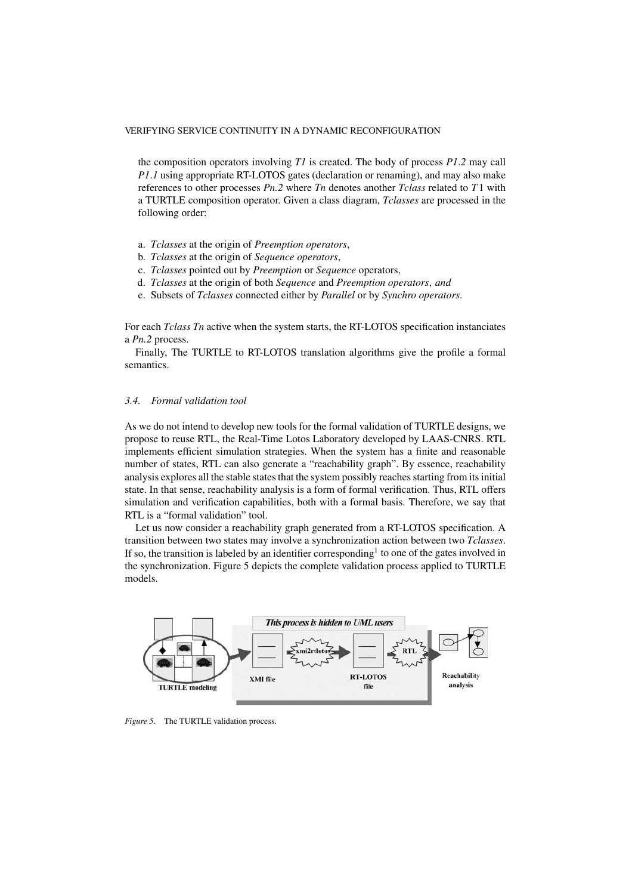the composition operators involving *T1* is created. The body of process *P1.2* may call *P1.1* using appropriate RT-LOTOS gates (declaration or renaming), and may also make references to other processes *Pn.2* where *Tn* denotes another *Tclass* related to $T1$ with a TURTLE composition operator. Given a class diagram, *Tclasses* are processed in the following order:

a. *Tclasses* at the origin of *Preemption operators*,
b. *Tclasses* at the origin of *Sequence operators*,
c. *Tclasses* pointed out by *Preemption* or *Sequence* operators,
d. *Tclasses* at the origin of both *Sequence* and *Preemption operators*, *and*
e. Subsets of *Tclasses* connected either by *Parallel* or by *Synchro operators*.

For each *Tclass Tn* active when the system starts, the RT-LOTOS specification instanciates a *Pn.2* process.

Finally, The TURTLE to RT-LOTOS translation algorithms give the profile a formal semantics.

### *3.4. Formal validation tool*

As we do not intend to develop new tools for the formal validation of TURTLE designs, we propose to reuse RTL, the Real-Time Lotos Laboratory developed by LAAS-CNRS. RTL implements efficient simulation strategies. When the system has a finite and reasonable number of states, RTL can also generate a "reachability graph". By essence, reachability analysis explores all the stable states that the system possibly reaches starting from its initial state. In that sense, reachability analysis is a form of formal verification. Thus, RTL offers simulation and verification capabilities, both with a formal basis. Therefore, we say that RTL is a "formal validation" tool.

Let us now consider a reachability graph generated from a RT-LOTOS specification. A transition between two states may involve a synchronization action between two *Tclasses*. If so, the transition is labeled by an identifier corresponding[1] to one of the gates involved in the synchronization. Figure 5 depicts the complete validation process applied to TURTLE models.

*Figure 5*. The TURTLE validation process.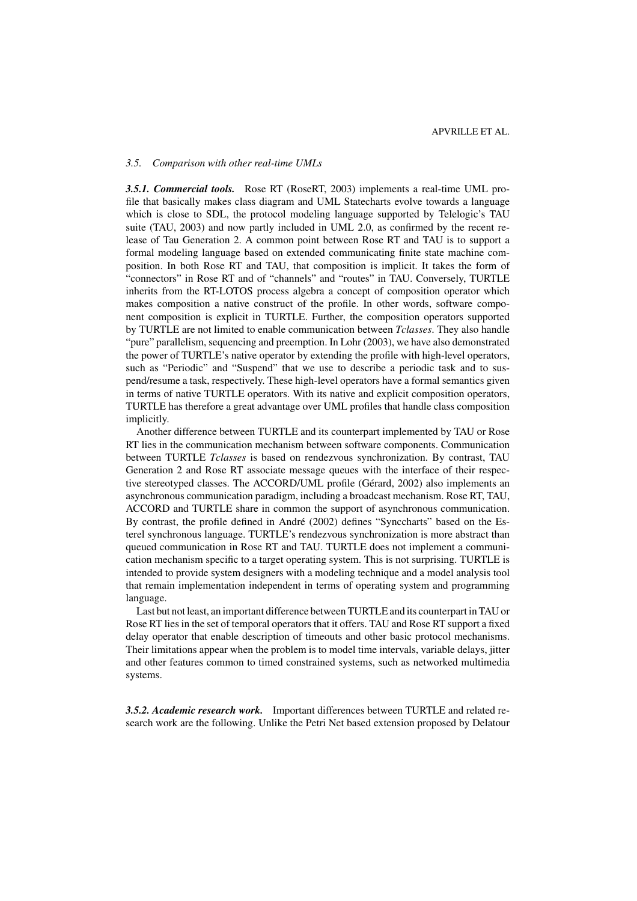### *3.5. Comparison with other real-time UMLs*

***3.5.1. Commercial tools.*** Rose RT (RoseRT, 2003) implements a real-time UML profile that basically makes class diagram and UML Statecharts evolve towards a language which is close to SDL, the protocol modeling language supported by Telelogic's TAU suite (TAU, 2003) and now partly included in UML 2.0, as confirmed by the recent release of Tau Generation 2. A common point between Rose RT and TAU is to support a formal modeling language based on extended communicating finite state machine composition. In both Rose RT and TAU, that composition is implicit. It takes the form of "connectors" in Rose RT and of "channels" and "routes" in TAU. Conversely, TURTLE inherits from the RT-LOTOS process algebra a concept of composition operator which makes composition a native construct of the profile. In other words, software component composition is explicit in TURTLE. Further, the composition operators supported by TURTLE are not limited to enable communication between *Tclasses*. They also handle "pure" parallelism, sequencing and preemption. In Lohr (2003), we have also demonstrated the power of TURTLE's native operator by extending the profile with high-level operators, such as "Periodic" and "Suspend" that we use to describe a periodic task and to suspend/resume a task, respectively. These high-level operators have a formal semantics given in terms of native TURTLE operators. With its native and explicit composition operators, TURTLE has therefore a great advantage over UML profiles that handle class composition implicitly.

Another difference between TURTLE and its counterpart implemented by TAU or Rose RT lies in the communication mechanism between software components. Communication between TURTLE *Tclasses* is based on rendezvous synchronization. By contrast, TAU Generation 2 and Rose RT associate message queues with the interface of their respective stereotyped classes. The ACCORD/UML profile (Gérard, 2002) also implements an asynchronous communication paradigm, including a broadcast mechanism. Rose RT, TAU, ACCORD and TURTLE share in common the support of asynchronous communication. By contrast, the profile defined in André (2002) defines "Synccharts" based on the Esterel synchronous language. TURTLE's rendezvous synchronization is more abstract than queued communication in Rose RT and TAU. TURTLE does not implement a communication mechanism specific to a target operating system. This is not surprising. TURTLE is intended to provide system designers with a modeling technique and a model analysis tool that remain implementation independent in terms of operating system and programming language.

Last but not least, an important difference between TURTLE and its counterpart in TAU or Rose RT lies in the set of temporal operators that it offers. TAU and Rose RT support a fixed delay operator that enable description of timeouts and other basic protocol mechanisms. Their limitations appear when the problem is to model time intervals, variable delays, jitter and other features common to timed constrained systems, such as networked multimedia systems.

***3.5.2. Academic research work.*** Important differences between TURTLE and related research work are the following. Unlike the Petri Net based extension proposed by Delatour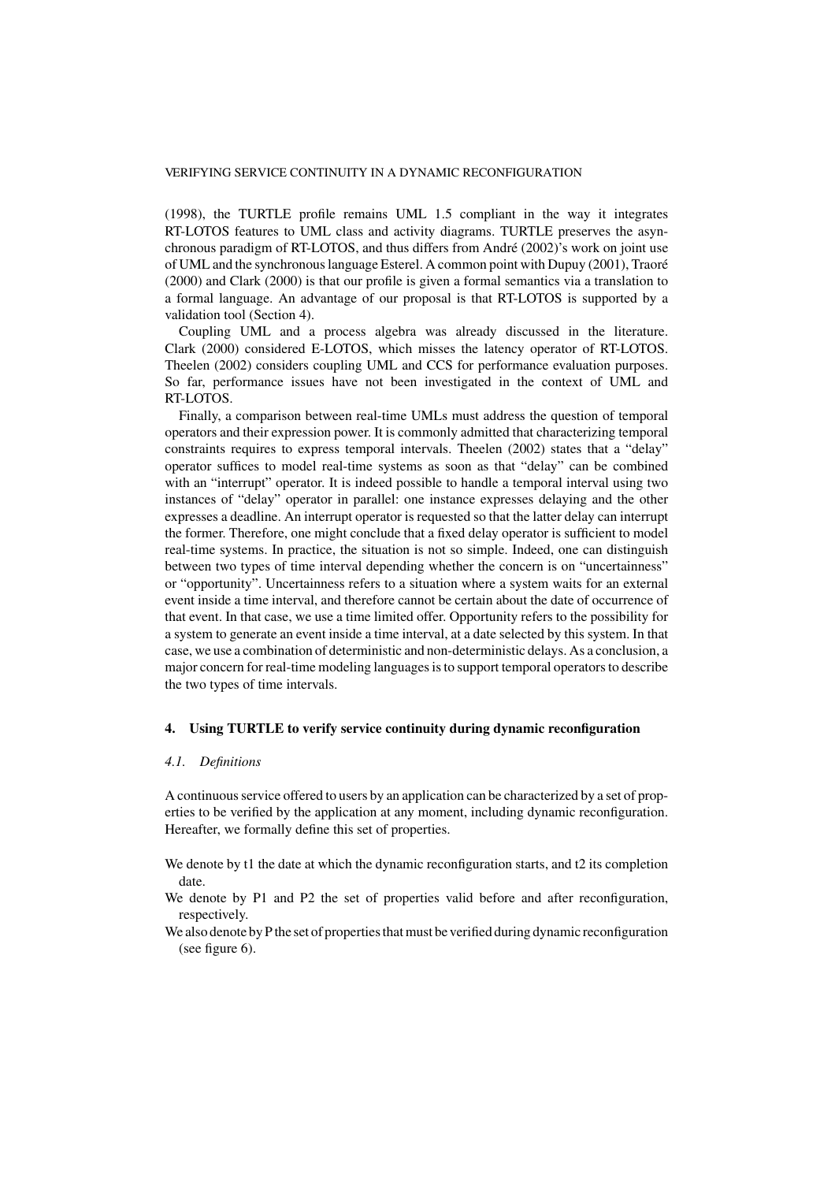(1998), the TURTLE profile remains UML 1.5 compliant in the way it integrates RT-LOTOS features to UML class and activity diagrams. TURTLE preserves the asynchronous paradigm of RT-LOTOS, and thus differs from André (2002)'s work on joint use of UML and the synchronous language Esterel. A common point with Dupuy (2001), Traoré (2000) and Clark (2000) is that our profile is given a formal semantics via a translation to a formal language. An advantage of our proposal is that RT-LOTOS is supported by a validation tool (Section 4).

Coupling UML and a process algebra was already discussed in the literature. Clark (2000) considered E-LOTOS, which misses the latency operator of RT-LOTOS. Theelen (2002) considers coupling UML and CCS for performance evaluation purposes. So far, performance issues have not been investigated in the context of UML and RT-LOTOS.

Finally, a comparison between real-time UMLs must address the question of temporal operators and their expression power. It is commonly admitted that characterizing temporal constraints requires to express temporal intervals. Theelen (2002) states that a "delay" operator suffices to model real-time systems as soon as that "delay" can be combined with an "interrupt" operator. It is indeed possible to handle a temporal interval using two instances of "delay" operator in parallel: one instance expresses delaying and the other expresses a deadline. An interrupt operator is requested so that the latter delay can interrupt the former. Therefore, one might conclude that a fixed delay operator is sufficient to model real-time systems. In practice, the situation is not so simple. Indeed, one can distinguish between two types of time interval depending whether the concern is on "uncertainness" or "opportunity". Uncertainness refers to a situation where a system waits for an external event inside a time interval, and therefore cannot be certain about the date of occurrence of that event. In that case, we use a time limited offer. Opportunity refers to the possibility for a system to generate an event inside a time interval, at a date selected by this system. In that case, we use a combination of deterministic and non-deterministic delays. As a conclusion, a major concern for real-time modeling languages is to support temporal operators to describe the two types of time intervals.

## 4. Using TURTLE to verify service continuity during dynamic reconfiguration

### *4.1. Definitions*

A continuous service offered to users by an application can be characterized by a set of properties to be verified by the application at any moment, including dynamic reconfiguration. Hereafter, we formally define this set of properties.

We denote by t1 the date at which the dynamic reconfiguration starts, and t2 its completion date.

We denote by P1 and P2 the set of properties valid before and after reconfiguration, respectively.

We also denote by P the set of properties that must be verified during dynamic reconfiguration (see figure 6).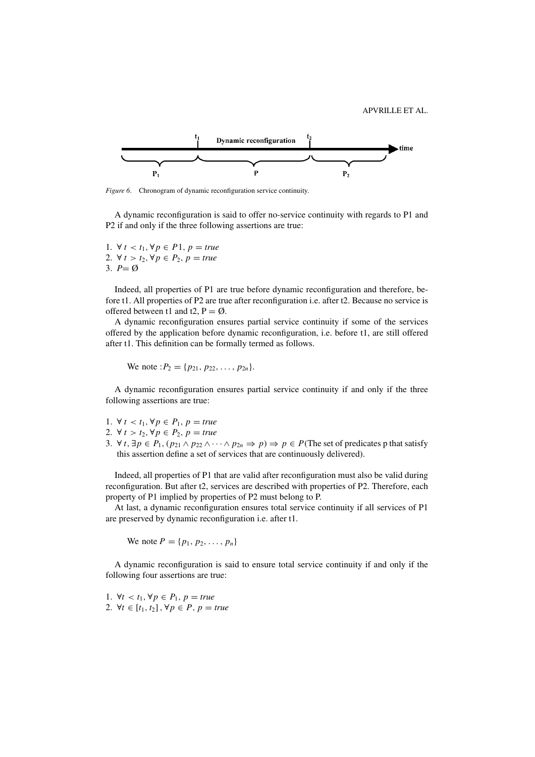Figure 6. Chronogram of dynamic reconfiguration service continuity.

A dynamic reconfiguration is said to offer no-service continuity with regards to P1 and P2 if and only if the three following assertions are true:

1. $\forall\, t < t_1, \forall p \in P1,\, p = true$
2. $\forall\, t > t_2, \forall p \in P_2,\, p = true$
3. $P = \emptyset$

Indeed, all properties of P1 are true before dynamic reconfiguration and therefore, before t1. All properties of P2 are true after reconfiguration i.e. after t2. Because no service is offered between t1 and t2, P = Ø.

A dynamic reconfiguration ensures partial service continuity if some of the services offered by the application before dynamic reconfiguration, i.e. before t1, are still offered after t1. This definition can be formally termed as follows.

We note : $P_2 = \{p_{21}, p_{22}, \ldots, p_{2n}\}$.

A dynamic reconfiguration ensures partial service continuity if and only if the three following assertions are true:

1. $\forall\, t < t_1, \forall p \in P_1,\, p = true$
2. $\forall\, t > t_2, \forall p \in P_2,\, p = true$
3. $\forall\, t, \exists p \in P_1, (p_{21} \wedge p_{22} \wedge \cdots \wedge p_{2n} \Rightarrow p) \Rightarrow p \in P$ (The set of predicates p that satisfy this assertion define a set of services that are continuously delivered).

Indeed, all properties of P1 that are valid after reconfiguration must also be valid during reconfiguration. But after t2, services are described with properties of P2. Therefore, each property of P1 implied by properties of P2 must belong to P.

At last, a dynamic reconfiguration ensures total service continuity if all services of P1 are preserved by dynamic reconfiguration i.e. after t1.

We note $P = \{p_1, p_2, \ldots, p_n\}$

A dynamic reconfiguration is said to ensure total service continuity if and only if the following four assertions are true:

1. $\forall t < t_1, \forall p \in P_1,\, p = true$
2. $\forall t \in [t_1, t_2], \forall p \in P,\, p = true$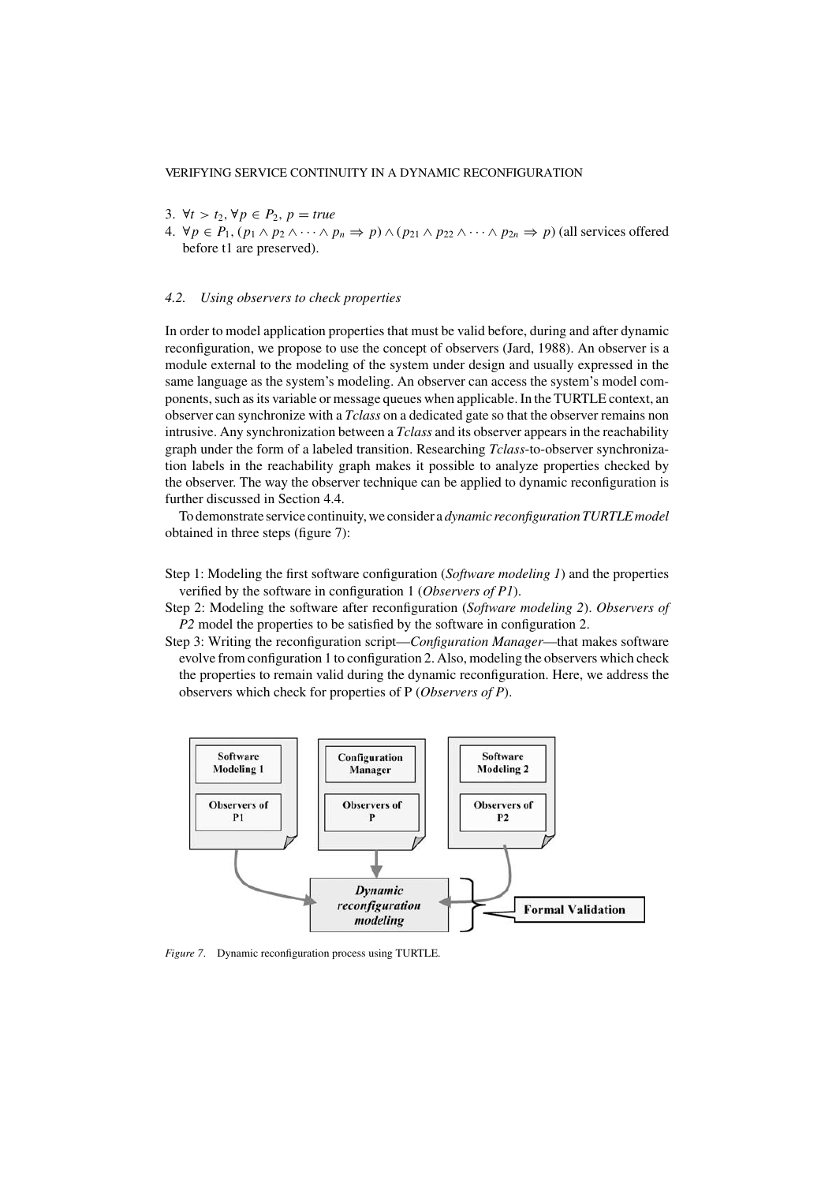3. $\forall t > t_2, \forall p \in P_2, p = true$
4. $\forall p \in P_1, (p_1 \wedge p_2 \wedge \cdots \wedge p_n \Rightarrow p) \wedge (p_{21} \wedge p_{22} \wedge \cdots \wedge p_{2n} \Rightarrow p)$ (all services offered before t1 are preserved).

### 4.2. *Using observers to check properties*

In order to model application properties that must be valid before, during and after dynamic reconfiguration, we propose to use the concept of observers (Jard, 1988). An observer is a module external to the modeling of the system under design and usually expressed in the same language as the system's modeling. An observer can access the system's model components, such as its variable or message queues when applicable. In the TURTLE context, an observer can synchronize with a *Tclass* on a dedicated gate so that the observer remains non intrusive. Any synchronization between a *Tclass* and its observer appears in the reachability graph under the form of a labeled transition. Researching *Tclass*-to-observer synchronization labels in the reachability graph makes it possible to analyze properties checked by the observer. The way the observer technique can be applied to dynamic reconfiguration is further discussed in Section 4.4.

To demonstrate service continuity, we consider a *dynamic reconfiguration TURTLE model* obtained in three steps (figure 7):

Step 1: Modeling the first software configuration (*Software modeling 1*) and the properties verified by the software in configuration 1 (*Observers of P1*).

Step 2: Modeling the software after reconfiguration (*Software modeling 2*). *Observers of P2* model the properties to be satisfied by the software in configuration 2.

Step 3: Writing the reconfiguration script—*Configuration Manager*—that makes software evolve from configuration 1 to configuration 2. Also, modeling the observers which check the properties to remain valid during the dynamic reconfiguration. Here, we address the observers which check for properties of P (*Observers of P*).

*Figure 7*. Dynamic reconfiguration process using TURTLE.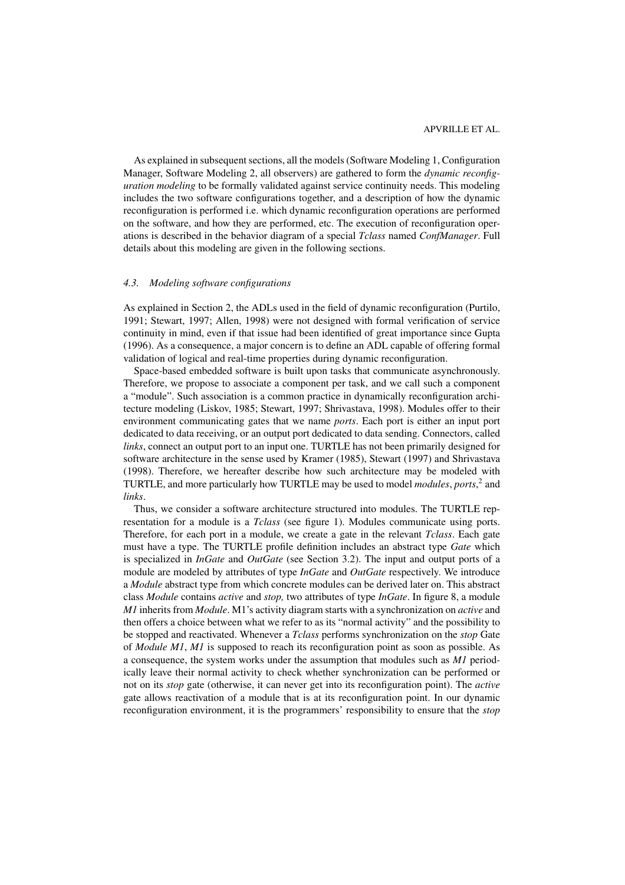As explained in subsequent sections, all the models (Software Modeling 1, Configuration Manager, Software Modeling 2, all observers) are gathered to form the *dynamic reconfiguration modeling* to be formally validated against service continuity needs. This modeling includes the two software configurations together, and a description of how the dynamic reconfiguration is performed i.e. which dynamic reconfiguration operations are performed on the software, and how they are performed, etc. The execution of reconfiguration operations is described in the behavior diagram of a special *Tclass* named *ConfManager*. Full details about this modeling are given in the following sections.

### *4.3. Modeling software configurations*

As explained in Section 2, the ADLs used in the field of dynamic reconfiguration (Purtilo, 1991; Stewart, 1997; Allen, 1998) were not designed with formal verification of service continuity in mind, even if that issue had been identified of great importance since Gupta (1996). As a consequence, a major concern is to define an ADL capable of offering formal validation of logical and real-time properties during dynamic reconfiguration.

Space-based embedded software is built upon tasks that communicate asynchronously. Therefore, we propose to associate a component per task, and we call such a component a "module". Such association is a common practice in dynamically reconfiguration architecture modeling (Liskov, 1985; Stewart, 1997; Shrivastava, 1998). Modules offer to their environment communicating gates that we name *ports*. Each port is either an input port dedicated to data receiving, or an output port dedicated to data sending. Connectors, called *links*, connect an output port to an input one. TURTLE has not been primarily designed for software architecture in the sense used by Kramer (1985), Stewart (1997) and Shrivastava (1998). Therefore, we hereafter describe how such architecture may be modeled with TURTLE, and more particularly how TURTLE may be used to model *modules*, *ports*,[2] and *links*.

Thus, we consider a software architecture structured into modules. The TURTLE representation for a module is a *Tclass* (see figure 1). Modules communicate using ports. Therefore, for each port in a module, we create a gate in the relevant *Tclass*. Each gate must have a type. The TURTLE profile definition includes an abstract type *Gate* which is specialized in *InGate* and *OutGate* (see Section 3.2). The input and output ports of a module are modeled by attributes of type *InGate* and *OutGate* respectively. We introduce a *Module* abstract type from which concrete modules can be derived later on. This abstract class *Module* contains *active* and *stop,* two attributes of type *InGate*. In figure 8, a module *M1* inherits from *Module*. M1's activity diagram starts with a synchronization on *active* and then offers a choice between what we refer to as its "normal activity" and the possibility to be stopped and reactivated. Whenever a *Tclass* performs synchronization on the *stop* Gate of *Module M1*, *M1* is supposed to reach its reconfiguration point as soon as possible. As a consequence, the system works under the assumption that modules such as *M1* periodically leave their normal activity to check whether synchronization can be performed or not on its *stop* gate (otherwise, it can never get into its reconfiguration point). The *active* gate allows reactivation of a module that is at its reconfiguration point. In our dynamic reconfiguration environment, it is the programmers' responsibility to ensure that the *stop*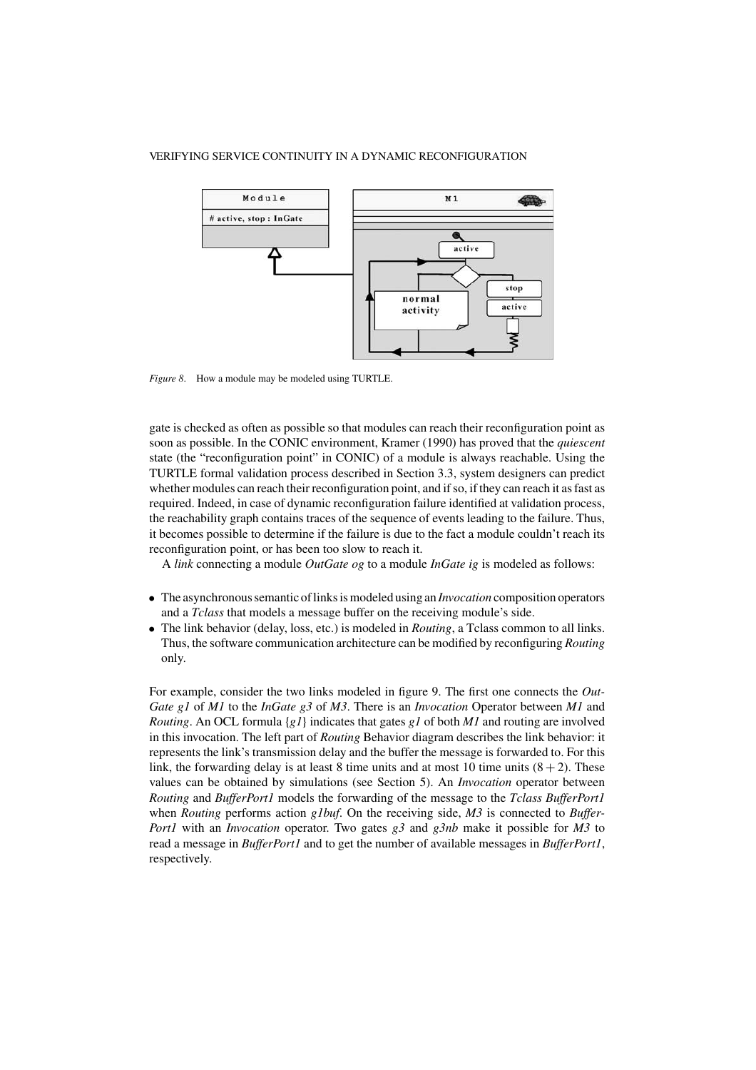*Figure 8*. How a module may be modeled using TURTLE.

gate is checked as often as possible so that modules can reach their reconfiguration point as soon as possible. In the CONIC environment, Kramer (1990) has proved that the *quiescent* state (the "reconfiguration point" in CONIC) of a module is always reachable. Using the TURTLE formal validation process described in Section 3.3, system designers can predict whether modules can reach their reconfiguration point, and if so, if they can reach it as fast as required. Indeed, in case of dynamic reconfiguration failure identified at validation process, the reachability graph contains traces of the sequence of events leading to the failure. Thus, it becomes possible to determine if the failure is due to the fact a module couldn't reach its reconfiguration point, or has been too slow to reach it.

A *link* connecting a module *OutGate og* to a module *InGate ig* is modeled as follows:

- The asynchronous semantic of links is modeled using an *Invocation* composition operators and a *Tclass* that models a message buffer on the receiving module's side.
- The link behavior (delay, loss, etc.) is modeled in *Routing*, a Tclass common to all links. Thus, the software communication architecture can be modified by reconfiguring *Routing* only.

For example, consider the two links modeled in figure 9. The first one connects the *OutGate g1* of *M1* to the *InGate g3* of *M3*. There is an *Invocation* Operator between *M1* and *Routing*. An OCL formula {*g1*} indicates that gates *g1* of both *M1* and routing are involved in this invocation. The left part of *Routing* Behavior diagram describes the link behavior: it represents the link's transmission delay and the buffer the message is forwarded to. For this link, the forwarding delay is at least 8 time units and at most 10 time units $(8 + 2)$. These values can be obtained by simulations (see Section 5). An *Invocation* operator between *Routing* and *BufferPort1* models the forwarding of the message to the *Tclass BufferPort1* when *Routing* performs action *g1buf*. On the receiving side, *M3* is connected to *BufferPort1* with an *Invocation* operator. Two gates *g3* and *g3nb* make it possible for *M3* to read a message in *BufferPort1* and to get the number of available messages in *BufferPort1*, respectively.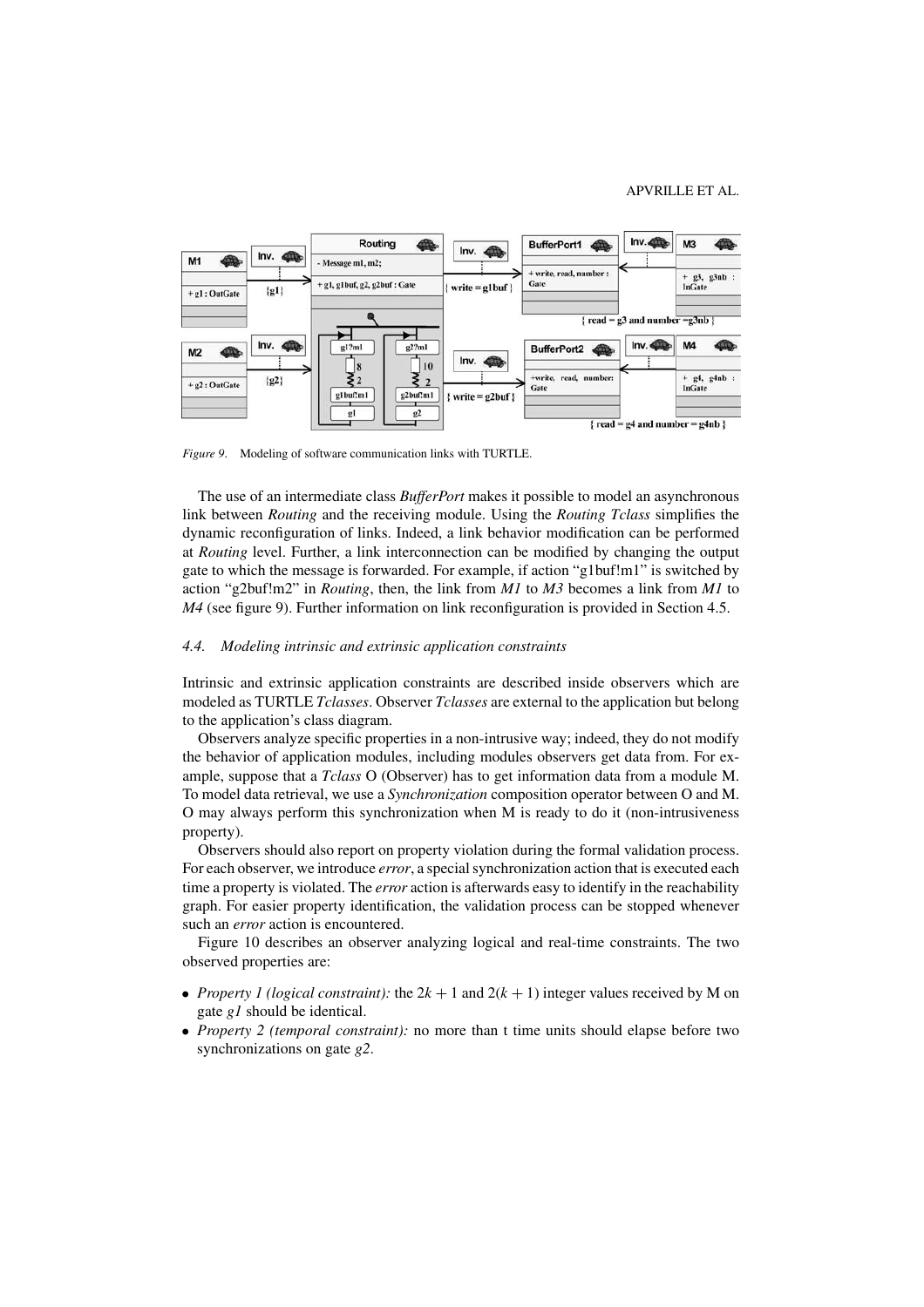*Figure 9*. Modeling of software communication links with TURTLE.

The use of an intermediate class *BufferPort* makes it possible to model an asynchronous link between *Routing* and the receiving module. Using the *Routing Tclass* simplifies the dynamic reconfiguration of links. Indeed, a link behavior modification can be performed at *Routing* level. Further, a link interconnection can be modified by changing the output gate to which the message is forwarded. For example, if action "g1buf!m1" is switched by action "g2buf!m2" in *Routing*, then, the link from *M1* to *M3* becomes a link from *M1* to *M4* (see figure 9). Further information on link reconfiguration is provided in Section 4.5.

### 4.4. Modeling intrinsic and extrinsic application constraints

Intrinsic and extrinsic application constraints are described inside observers which are modeled as TURTLE *Tclasses*. Observer *Tclasses* are external to the application but belong to the application's class diagram.

Observers analyze specific properties in a non-intrusive way; indeed, they do not modify the behavior of application modules, including modules observers get data from. For example, suppose that a *Tclass* O (Observer) has to get information data from a module M. To model data retrieval, we use a *Synchronization* composition operator between O and M. O may always perform this synchronization when M is ready to do it (non-intrusiveness property).

Observers should also report on property violation during the formal validation process. For each observer, we introduce *error*, a special synchronization action that is executed each time a property is violated. The *error* action is afterwards easy to identify in the reachability graph. For easier property identification, the validation process can be stopped whenever such an *error* action is encountered.

Figure 10 describes an observer analyzing logical and real-time constraints. The two observed properties are:

- *Property 1 (logical constraint):* the $2k + 1$ and $2(k + 1)$ integer values received by M on gate *g1* should be identical.
- *Property 2 (temporal constraint):* no more than t time units should elapse before two synchronizations on gate *g2*.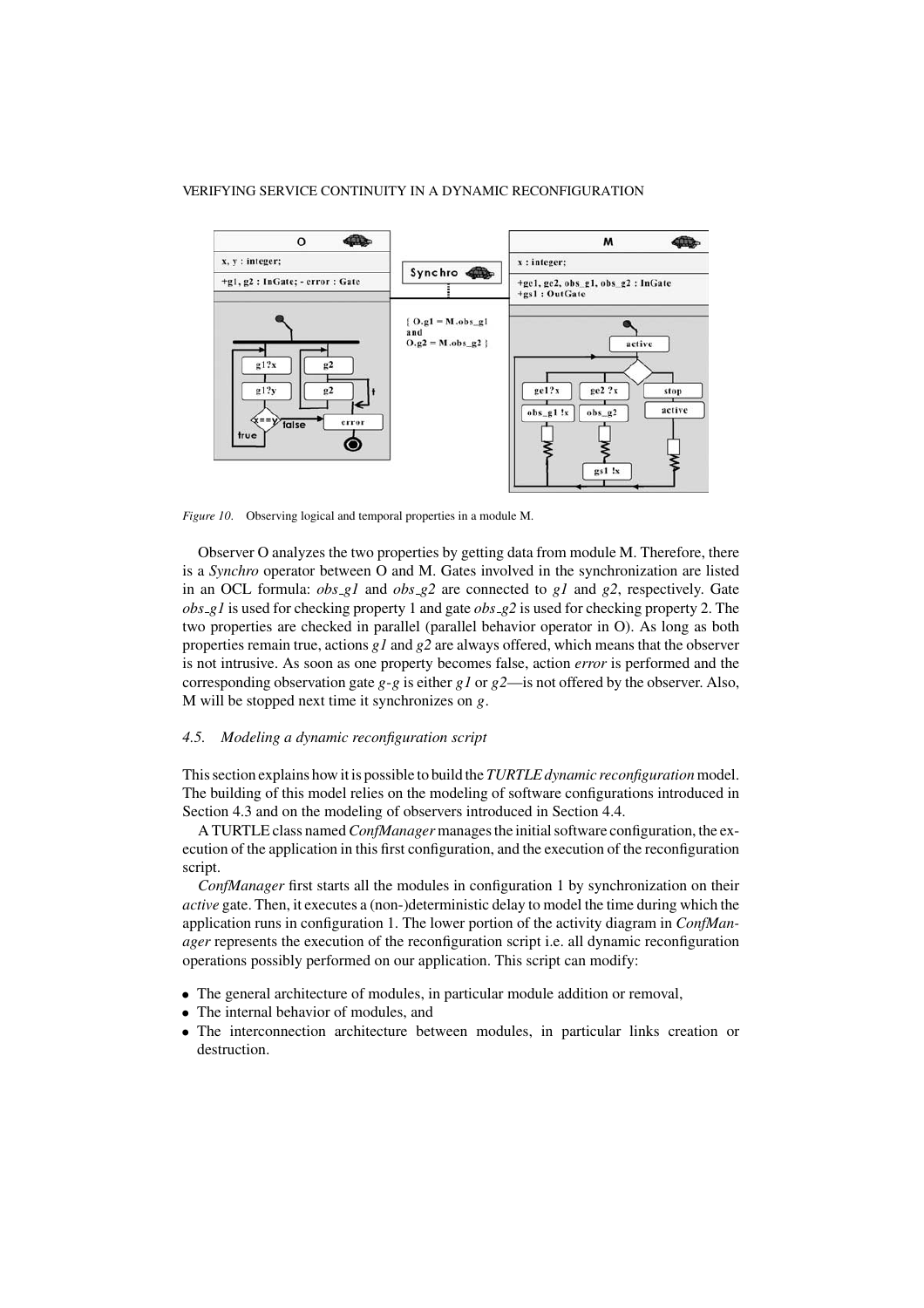*Figure 10.* Observing logical and temporal properties in a module M.

Observer O analyzes the two properties by getting data from module M. Therefore, there is a *Synchro* operator between O and M. Gates involved in the synchronization are listed in an OCL formula: *obs_g1* and *obs_g2* are connected to *g1* and *g2*, respectively. Gate *obs_g1* is used for checking property 1 and gate *obs_g2* is used for checking property 2. The two properties are checked in parallel (parallel behavior operator in O). As long as both properties remain true, actions *g1* and *g2* are always offered, which means that the observer is not intrusive. As soon as one property becomes false, action *error* is performed and the corresponding observation gate *g*-*g* is either *g1* or *g2*—is not offered by the observer. Also, M will be stopped next time it synchronizes on *g*.

### *4.5. Modeling a dynamic reconfiguration script*

This section explains how it is possible to build the *TURTLE dynamic reconfiguration* model. The building of this model relies on the modeling of software configurations introduced in Section 4.3 and on the modeling of observers introduced in Section 4.4.

A TURTLE class named *ConfManager* manages the initial software configuration, the execution of the application in this first configuration, and the execution of the reconfiguration script.

*ConfManager* first starts all the modules in configuration 1 by synchronization on their *active* gate. Then, it executes a (non-)deterministic delay to model the time during which the application runs in configuration 1. The lower portion of the activity diagram in *ConfManager* represents the execution of the reconfiguration script i.e. all dynamic reconfiguration operations possibly performed on our application. This script can modify:

- The general architecture of modules, in particular module addition or removal,
- The internal behavior of modules, and
- The interconnection architecture between modules, in particular links creation or destruction.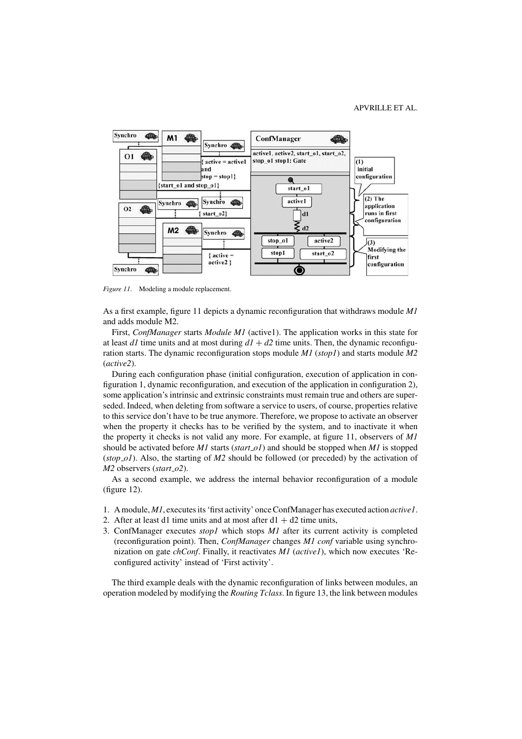*Figure 11*. Modeling a module replacement.

As a first example, figure 11 depicts a dynamic reconfiguration that withdraws module *M1* and adds module M2.

First, *ConfManager* starts *Module M1* (active1). The application works in this state for at least *d1* time units and at most during *d1* + *d2* time units. Then, the dynamic reconfiguration starts. The dynamic reconfiguration stops module *M1* (*stop1*) and starts module *M2* (*active2*).

During each configuration phase (initial configuration, execution of application in configuration 1, dynamic reconfiguration, and execution of the application in configuration 2), some application's intrinsic and extrinsic constraints must remain true and others are superseded. Indeed, when deleting from software a service to users, of course, properties relative to this service don't have to be true anymore. Therefore, we propose to activate an observer when the property it checks has to be verified by the system, and to inactivate it when the property it checks is not valid any more. For example, at figure 11, observers of *M1* should be activated before *M1* starts (*start_o1*) and should be stopped when *M1* is stopped (*stop_o1*). Also, the starting of *M2* should be followed (or preceded) by the activation of *M2* observers (*start_o2*).

As a second example, we address the internal behavior reconfiguration of a module (figure 12).

1. A module, *M1*, executes its 'first activity' once ConfManager has executed action *active1*.
2. After at least d1 time units and at most after d1 + d2 time units,
3. ConfManager executes *stop1* which stops *M1* after its current activity is completed (reconfiguration point). Then, *ConfManager* changes *M1 conf* variable using synchronization on gate *chConf*. Finally, it reactivates *M1* (*active1*), which now executes 'Reconfigured activity' instead of 'First activity'.

The third example deals with the dynamic reconfiguration of links between modules, an operation modeled by modifying the *Routing Tclass*. In figure 13, the link between modules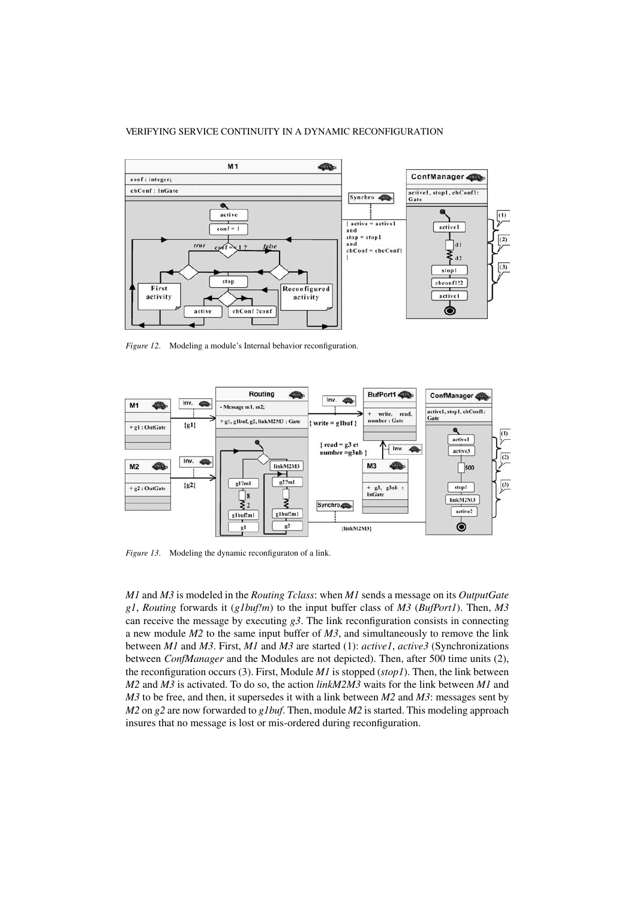*Figure 12*. Modeling a module's Internal behavior reconfiguration.

*Figure 13*. Modeling the dynamic reconfiguraton of a link.

*M1* and *M3* is modeled in the *Routing Tclass*: when *M1* sends a message on its *OutputGate g1*, *Routing* forwards it (*g1buf!m*) to the input buffer class of *M3* (*BufPort1*). Then, *M3* can receive the message by executing *g3*. The link reconfiguration consists in connecting a new module *M2* to the same input buffer of *M3*, and simultaneously to remove the link between *M1* and *M3*. First, *M1* and *M3* are started (1): *active1*, *active3* (Synchronizations between *ConfManager* and the Modules are not depicted). Then, after 500 time units (2), the reconfiguration occurs (3). First, Module *M1* is stopped (*stop1*). Then, the link between *M2* and *M3* is activated. To do so, the action *linkM2M3* waits for the link between *M1* and *M3* to be free, and then, it supersedes it with a link between *M2* and *M3*: messages sent by *M2* on *g2* are now forwarded to *g1buf*. Then, module *M2* is started. This modeling approach insures that no message is lost or mis-ordered during reconfiguration.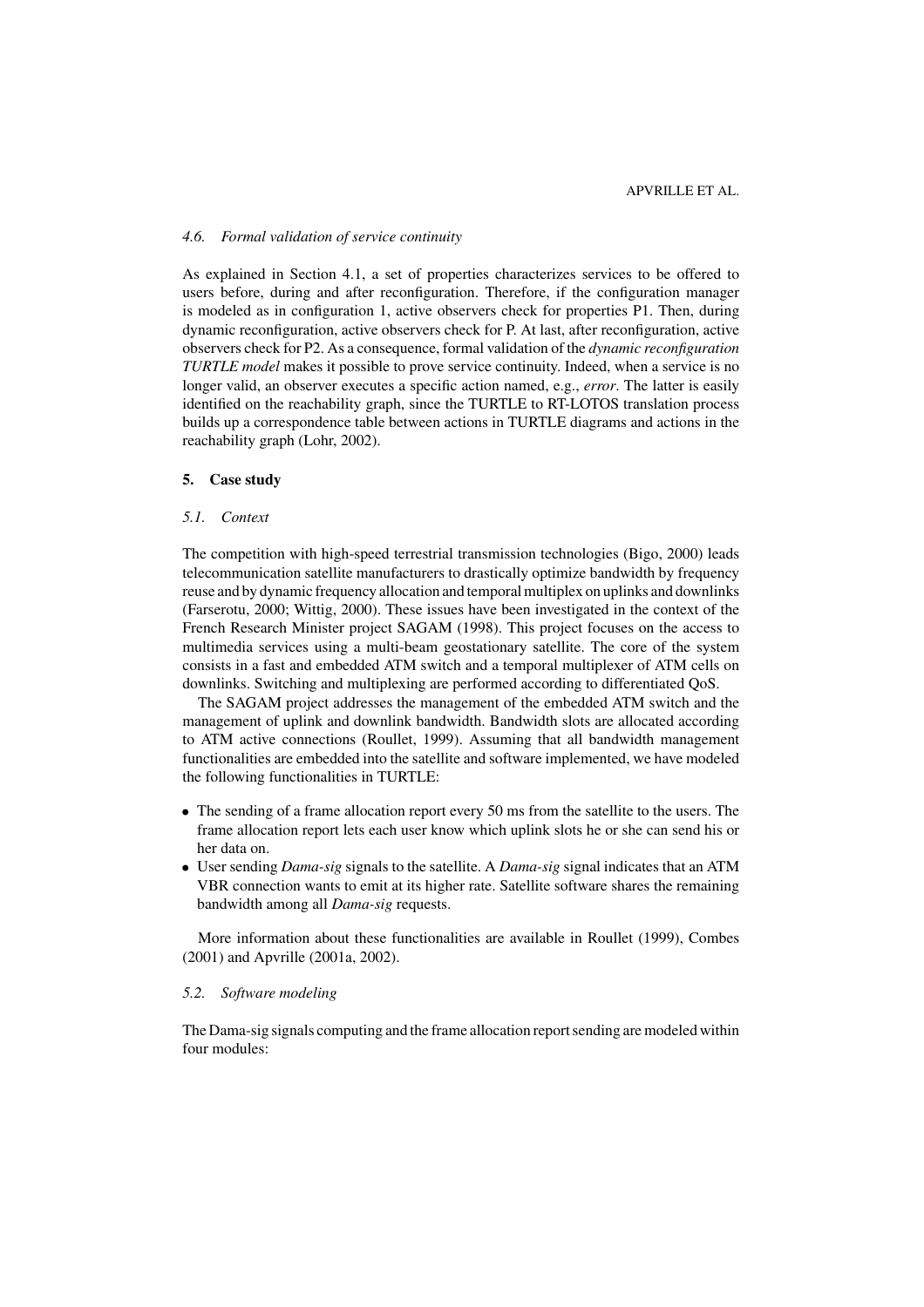### 4.6. Formal validation of service continuity

As explained in Section 4.1, a set of properties characterizes services to be offered to users before, during and after reconfiguration. Therefore, if the configuration manager is modeled as in configuration 1, active observers check for properties P1. Then, during dynamic reconfiguration, active observers check for P. At last, after reconfiguration, active observers check for P2. As a consequence, formal validation of the *dynamic reconfiguration TURTLE model* makes it possible to prove service continuity. Indeed, when a service is no longer valid, an observer executes a specific action named, e.g., *error*. The latter is easily identified on the reachability graph, since the TURTLE to RT-LOTOS translation process builds up a correspondence table between actions in TURTLE diagrams and actions in the reachability graph (Lohr, 2002).

## 5. Case study

### 5.1. Context

The competition with high-speed terrestrial transmission technologies (Bigo, 2000) leads telecommunication satellite manufacturers to drastically optimize bandwidth by frequency reuse and by dynamic frequency allocation and temporal multiplex on uplinks and downlinks (Farserotu, 2000; Wittig, 2000). These issues have been investigated in the context of the French Research Minister project SAGAM (1998). This project focuses on the access to multimedia services using a multi-beam geostationary satellite. The core of the system consists in a fast and embedded ATM switch and a temporal multiplexer of ATM cells on downlinks. Switching and multiplexing are performed according to differentiated QoS.

The SAGAM project addresses the management of the embedded ATM switch and the management of uplink and downlink bandwidth. Bandwidth slots are allocated according to ATM active connections (Roullet, 1999). Assuming that all bandwidth management functionalities are embedded into the satellite and software implemented, we have modeled the following functionalities in TURTLE:

- The sending of a frame allocation report every 50 ms from the satellite to the users. The frame allocation report lets each user know which uplink slots he or she can send his or her data on.
- User sending *Dama-sig* signals to the satellite. A *Dama-sig* signal indicates that an ATM VBR connection wants to emit at its higher rate. Satellite software shares the remaining bandwidth among all *Dama-sig* requests.

More information about these functionalities are available in Roullet (1999), Combes (2001) and Apvrille (2001a, 2002).

### 5.2. Software modeling

The Dama-sig signals computing and the frame allocation report sending are modeled within four modules: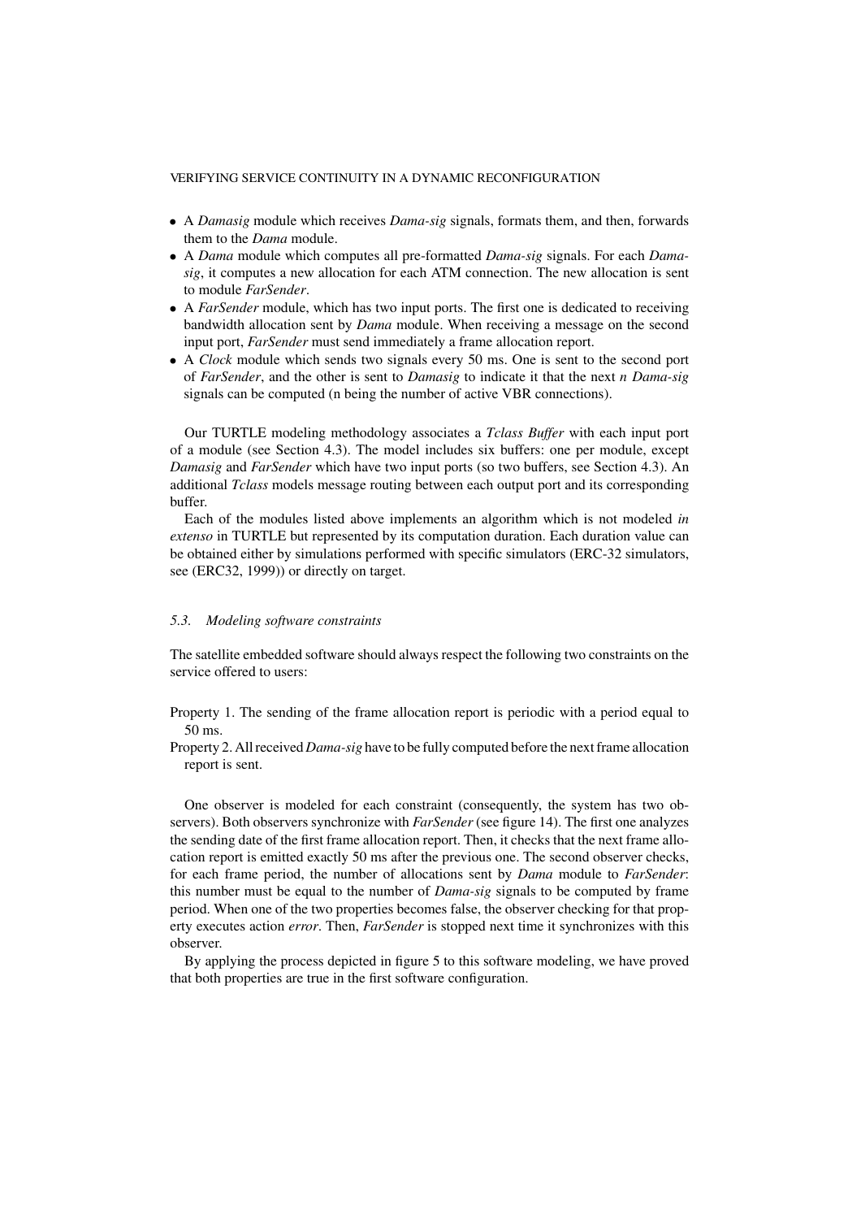- A *Damasig* module which receives *Dama-sig* signals, formats them, and then, forwards them to the *Dama* module.
- A *Dama* module which computes all pre-formatted *Dama-sig* signals. For each *Dama-sig*, it computes a new allocation for each ATM connection. The new allocation is sent to module *FarSender*.
- A *FarSender* module, which has two input ports. The first one is dedicated to receiving bandwidth allocation sent by *Dama* module. When receiving a message on the second input port, *FarSender* must send immediately a frame allocation report.
- A *Clock* module which sends two signals every 50 ms. One is sent to the second port of *FarSender*, and the other is sent to *Damasig* to indicate it that the next *n Dama-sig* signals can be computed (n being the number of active VBR connections).

Our TURTLE modeling methodology associates a *Tclass Buffer* with each input port of a module (see Section 4.3). The model includes six buffers: one per module, except *Damasig* and *FarSender* which have two input ports (so two buffers, see Section 4.3). An additional *Tclass* models message routing between each output port and its corresponding buffer.

Each of the modules listed above implements an algorithm which is not modeled *in extenso* in TURTLE but represented by its computation duration. Each duration value can be obtained either by simulations performed with specific simulators (ERC-32 simulators, see (ERC32, 1999)) or directly on target.

### 5.3. Modeling software constraints

The satellite embedded software should always respect the following two constraints on the service offered to users:

Property 1. The sending of the frame allocation report is periodic with a period equal to 50 ms.

Property 2. All received *Dama-sig* have to be fully computed before the next frame allocation report is sent.

One observer is modeled for each constraint (consequently, the system has two observers). Both observers synchronize with *FarSender* (see figure 14). The first one analyzes the sending date of the first frame allocation report. Then, it checks that the next frame allocation report is emitted exactly 50 ms after the previous one. The second observer checks, for each frame period, the number of allocations sent by *Dama* module to *FarSender*: this number must be equal to the number of *Dama-sig* signals to be computed by frame period. When one of the two properties becomes false, the observer checking for that property executes action *error*. Then, *FarSender* is stopped next time it synchronizes with this observer.

By applying the process depicted in figure 5 to this software modeling, we have proved that both properties are true in the first software configuration.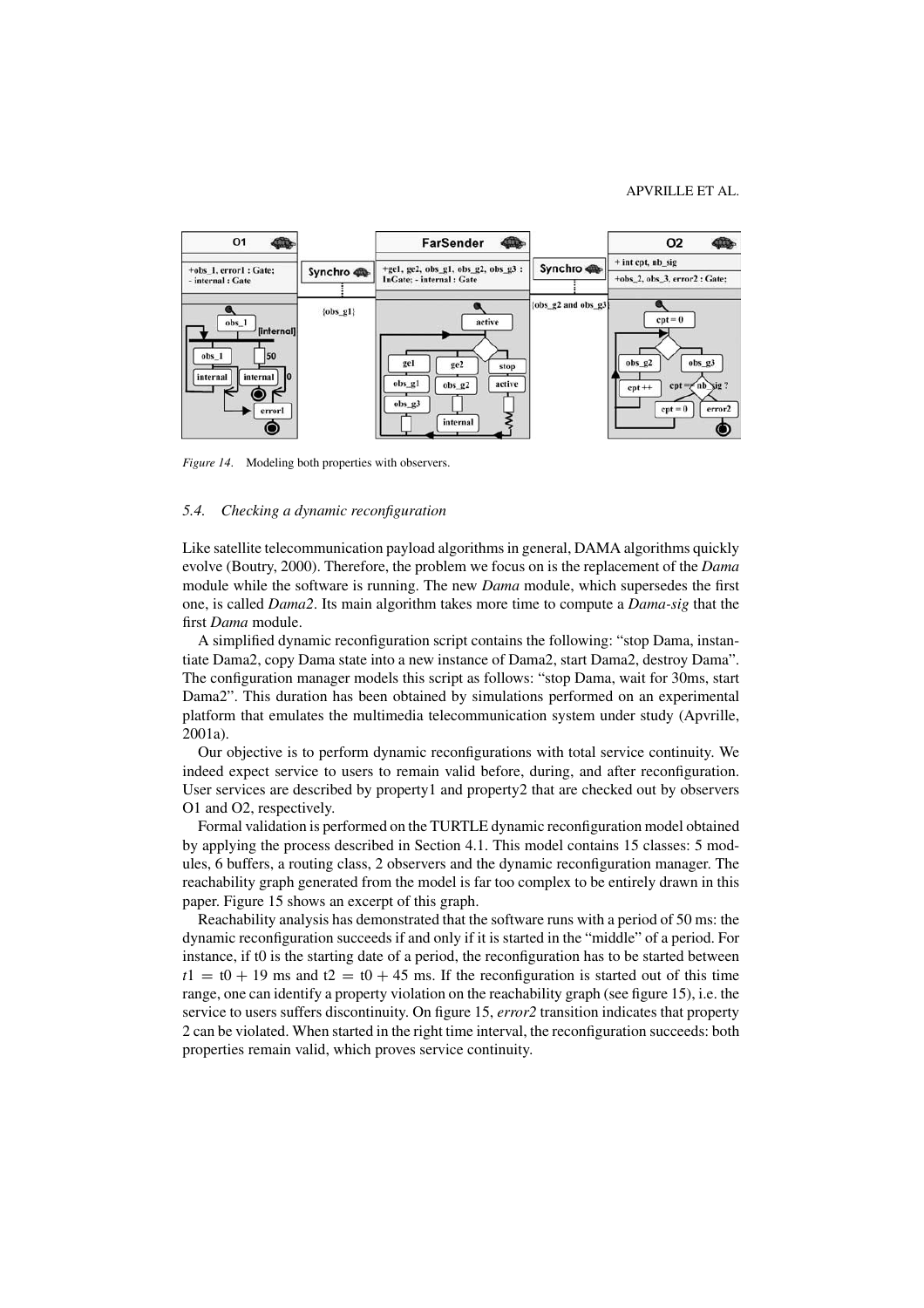*Figure 14*. Modeling both properties with observers.

### *5.4. Checking a dynamic reconfiguration*

Like satellite telecommunication payload algorithms in general, DAMA algorithms quickly evolve (Boutry, 2000). Therefore, the problem we focus on is the replacement of the *Dama* module while the software is running. The new *Dama* module, which supersedes the first one, is called *Dama2*. Its main algorithm takes more time to compute a *Dama-sig* that the first *Dama* module.

A simplified dynamic reconfiguration script contains the following: "stop Dama, instantiate Dama2, copy Dama state into a new instance of Dama2, start Dama2, destroy Dama". The configuration manager models this script as follows: "stop Dama, wait for 30ms, start Dama2". This duration has been obtained by simulations performed on an experimental platform that emulates the multimedia telecommunication system under study (Apvrille, 2001a).

Our objective is to perform dynamic reconfigurations with total service continuity. We indeed expect service to users to remain valid before, during, and after reconfiguration. User services are described by property1 and property2 that are checked out by observers O1 and O2, respectively.

Formal validation is performed on the TURTLE dynamic reconfiguration model obtained by applying the process described in Section 4.1. This model contains 15 classes: 5 modules, 6 buffers, a routing class, 2 observers and the dynamic reconfiguration manager. The reachability graph generated from the model is far too complex to be entirely drawn in this paper. Figure 15 shows an excerpt of this graph.

Reachability analysis has demonstrated that the software runs with a period of 50 ms: the dynamic reconfiguration succeeds if and only if it is started in the "middle" of a period. For instance, if t0 is the starting date of a period, the reconfiguration has to be started between $t1 = t0 + 19$ ms and $t2 = t0 + 45$ ms. If the reconfiguration is started out of this time range, one can identify a property violation on the reachability graph (see figure 15), i.e. the service to users suffers discontinuity. On figure 15, *error2* transition indicates that property 2 can be violated. When started in the right time interval, the reconfiguration succeeds: both properties remain valid, which proves service continuity.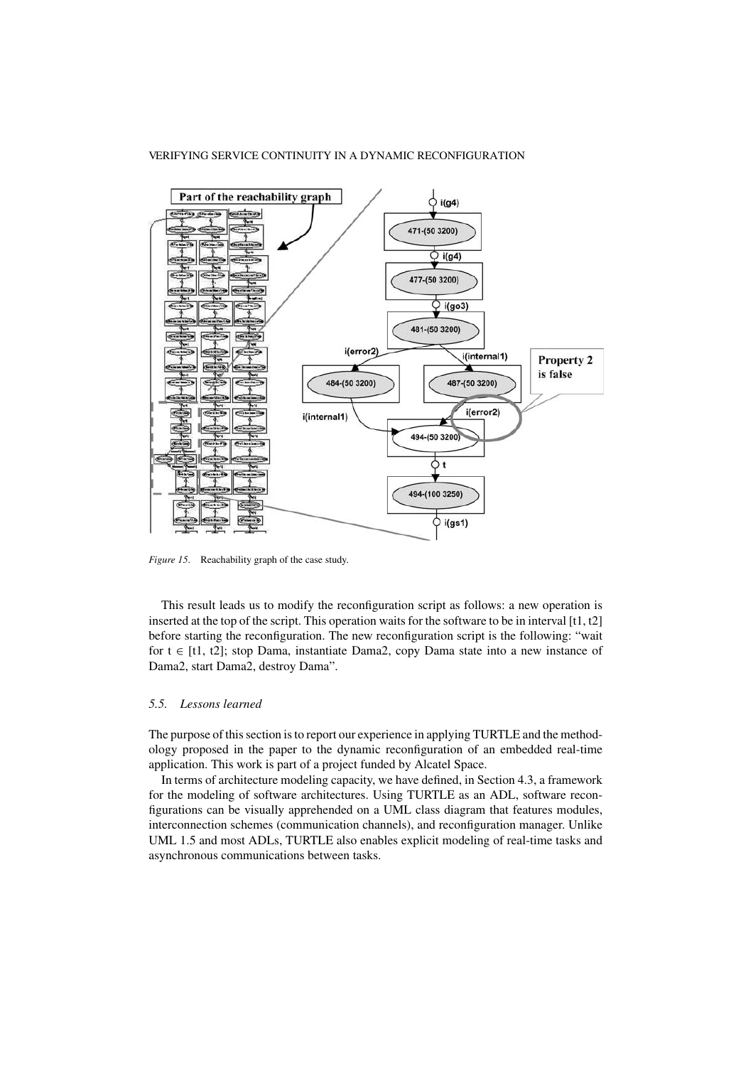*Figure 15*. Reachability graph of the case study.

This result leads us to modify the reconfiguration script as follows: a new operation is inserted at the top of the script. This operation waits for the software to be in interval [t1, t2] before starting the reconfiguration. The new reconfiguration script is the following: "wait for t ∈ [t1, t2]; stop Dama, instantiate Dama2, copy Dama state into a new instance of Dama2, start Dama2, destroy Dama".

### *5.5. Lessons learned*

The purpose of this section is to report our experience in applying TURTLE and the methodology proposed in the paper to the dynamic reconfiguration of an embedded real-time application. This work is part of a project funded by Alcatel Space.

In terms of architecture modeling capacity, we have defined, in Section 4.3, a framework for the modeling of software architectures. Using TURTLE as an ADL, software reconfigurations can be visually apprehended on a UML class diagram that features modules, interconnection schemes (communication channels), and reconfiguration manager. Unlike UML 1.5 and most ADLs, TURTLE also enables explicit modeling of real-time tasks and asynchronous communications between tasks.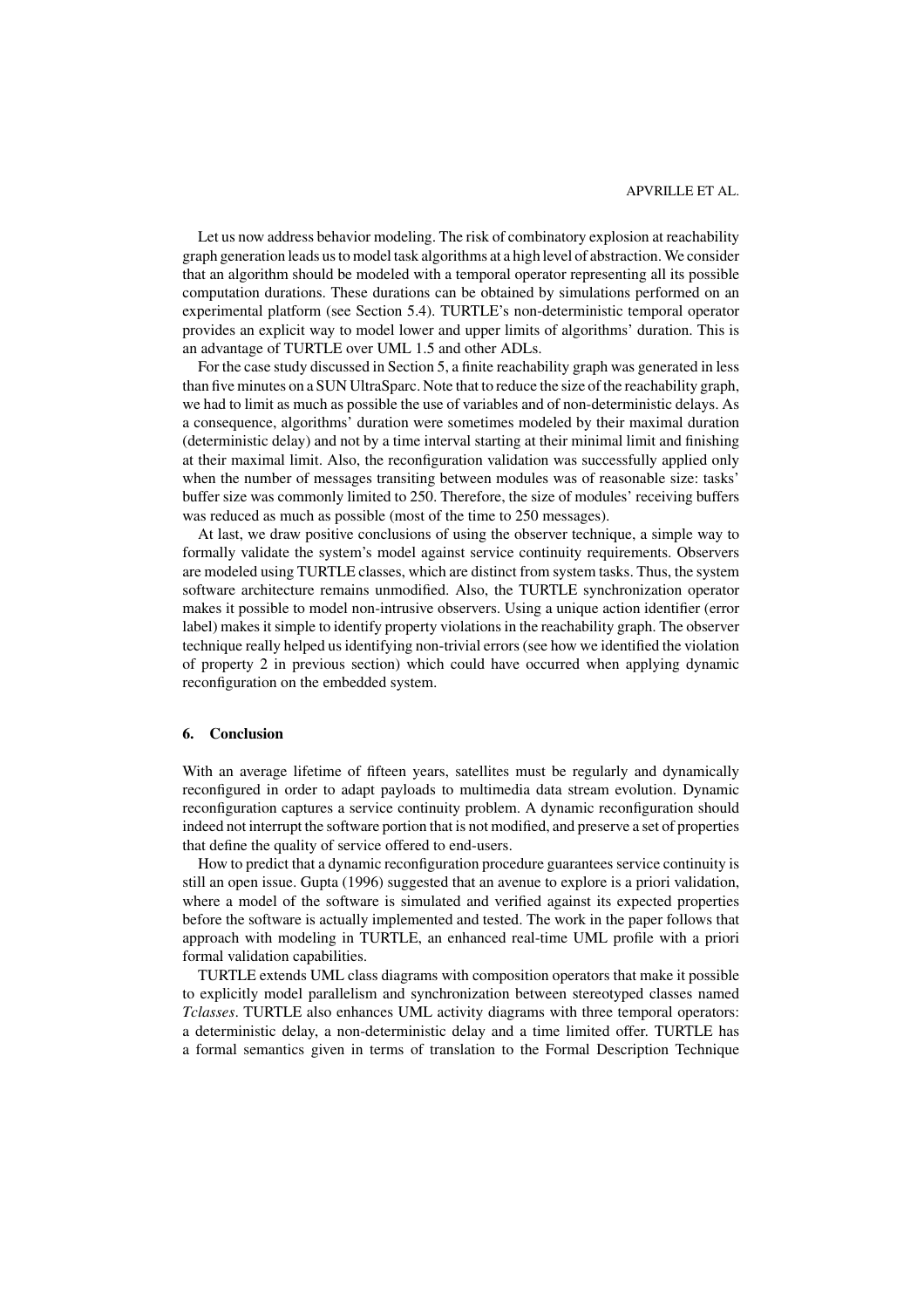Let us now address behavior modeling. The risk of combinatory explosion at reachability graph generation leads us to model task algorithms at a high level of abstraction. We consider that an algorithm should be modeled with a temporal operator representing all its possible computation durations. These durations can be obtained by simulations performed on an experimental platform (see Section 5.4). TURTLE's non-deterministic temporal operator provides an explicit way to model lower and upper limits of algorithms' duration. This is an advantage of TURTLE over UML 1.5 and other ADLs.

For the case study discussed in Section 5, a finite reachability graph was generated in less than five minutes on a SUN UltraSparc. Note that to reduce the size of the reachability graph, we had to limit as much as possible the use of variables and of non-deterministic delays. As a consequence, algorithms' duration were sometimes modeled by their maximal duration (deterministic delay) and not by a time interval starting at their minimal limit and finishing at their maximal limit. Also, the reconfiguration validation was successfully applied only when the number of messages transiting between modules was of reasonable size: tasks' buffer size was commonly limited to 250. Therefore, the size of modules' receiving buffers was reduced as much as possible (most of the time to 250 messages).

At last, we draw positive conclusions of using the observer technique, a simple way to formally validate the system's model against service continuity requirements. Observers are modeled using TURTLE classes, which are distinct from system tasks. Thus, the system software architecture remains unmodified. Also, the TURTLE synchronization operator makes it possible to model non-intrusive observers. Using a unique action identifier (error label) makes it simple to identify property violations in the reachability graph. The observer technique really helped us identifying non-trivial errors (see how we identified the violation of property 2 in previous section) which could have occurred when applying dynamic reconfiguration on the embedded system.

## 6. Conclusion

With an average lifetime of fifteen years, satellites must be regularly and dynamically reconfigured in order to adapt payloads to multimedia data stream evolution. Dynamic reconfiguration captures a service continuity problem. A dynamic reconfiguration should indeed not interrupt the software portion that is not modified, and preserve a set of properties that define the quality of service offered to end-users.

How to predict that a dynamic reconfiguration procedure guarantees service continuity is still an open issue. Gupta (1996) suggested that an avenue to explore is a priori validation, where a model of the software is simulated and verified against its expected properties before the software is actually implemented and tested. The work in the paper follows that approach with modeling in TURTLE, an enhanced real-time UML profile with a priori formal validation capabilities.

TURTLE extends UML class diagrams with composition operators that make it possible to explicitly model parallelism and synchronization between stereotyped classes named *Tclasses*. TURTLE also enhances UML activity diagrams with three temporal operators: a deterministic delay, a non-deterministic delay and a time limited offer. TURTLE has a formal semantics given in terms of translation to the Formal Description Technique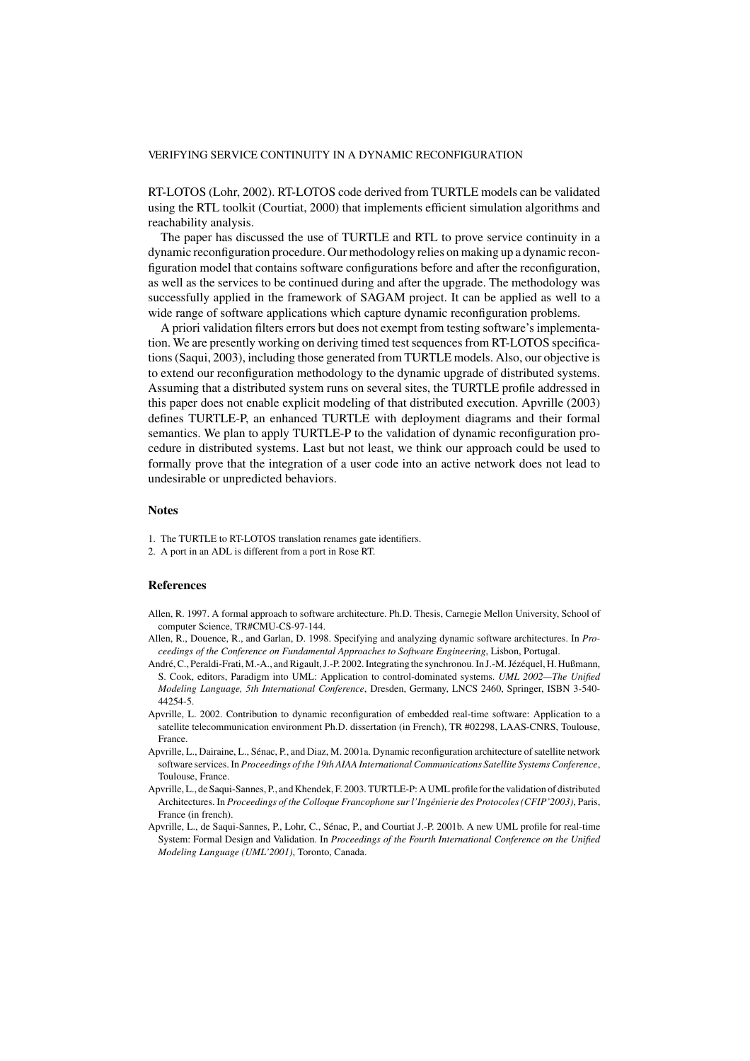RT-LOTOS (Lohr, 2002). RT-LOTOS code derived from TURTLE models can be validated using the RTL toolkit (Courtiat, 2000) that implements efficient simulation algorithms and reachability analysis.

The paper has discussed the use of TURTLE and RTL to prove service continuity in a dynamic reconfiguration procedure. Our methodology relies on making up a dynamic reconfiguration model that contains software configurations before and after the reconfiguration, as well as the services to be continued during and after the upgrade. The methodology was successfully applied in the framework of SAGAM project. It can be applied as well to a wide range of software applications which capture dynamic reconfiguration problems.

A priori validation filters errors but does not exempt from testing software's implementation. We are presently working on deriving timed test sequences from RT-LOTOS specifications (Saqui, 2003), including those generated from TURTLE models. Also, our objective is to extend our reconfiguration methodology to the dynamic upgrade of distributed systems. Assuming that a distributed system runs on several sites, the TURTLE profile addressed in this paper does not enable explicit modeling of that distributed execution. Apvrille (2003) defines TURTLE-P, an enhanced TURTLE with deployment diagrams and their formal semantics. We plan to apply TURTLE-P to the validation of dynamic reconfiguration procedure in distributed systems. Last but not least, we think our approach could be used to formally prove that the integration of a user code into an active network does not lead to undesirable or unpredicted behaviors.

## Notes

1. The TURTLE to RT-LOTOS translation renames gate identifiers.
2. A port in an ADL is different from a port in Rose RT.

## References

Allen, R. 1997. A formal approach to software architecture. Ph.D. Thesis, Carnegie Mellon University, School of computer Science, TR#CMU-CS-97-144.

Allen, R., Douence, R., and Garlan, D. 1998. Specifying and analyzing dynamic software architectures. In *Proceedings of the Conference on Fundamental Approaches to Software Engineering*, Lisbon, Portugal.

André, C., Peraldi-Frati, M.-A., and Rigault, J.-P. 2002. Integrating the synchronou. In J.-M. Jézéquel, H. Hußmann, S. Cook, editors, Paradigm into UML: Application to control-dominated systems. *UML 2002—The Unified Modeling Language, 5th International Conference*, Dresden, Germany, LNCS 2460, Springer, ISBN 3-540-44254-5.

Apvrille, L. 2002. Contribution to dynamic reconfiguration of embedded real-time software: Application to a satellite telecommunication environment Ph.D. dissertation (in French), TR #02298, LAAS-CNRS, Toulouse, France.

Apvrille, L., Dairaine, L., Sénac, P., and Diaz, M. 2001a. Dynamic reconfiguration architecture of satellite network software services. In *Proceedings of the 19th AIAA International Communications Satellite Systems Conference*, Toulouse, France.

Apvrille, L., de Saqui-Sannes, P., and Khendek, F. 2003. TURTLE-P: A UML profile for the validation of distributed Architectures. In *Proceedings of the Colloque Francophone sur l'Ingénierie des Protocoles (CFIP'2003)*, Paris, France (in french).

Apvrille, L., de Saqui-Sannes, P., Lohr, C., Sénac, P., and Courtiat J.-P. 2001b. A new UML profile for real-time System: Formal Design and Validation. In *Proceedings of the Fourth International Conference on the Unified Modeling Language (UML'2001)*, Toronto, Canada.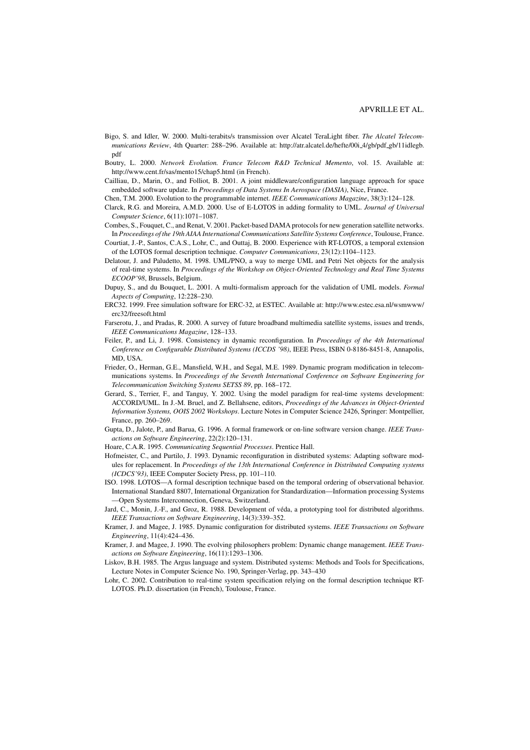Bigo, S. and Idler, W. 2000. Multi-terabits/s transmission over Alcatel TeraLight fiber. *The Alcatel Telecommunications Review*, 4th Quarter: 288–296. Available at: http://atr.alcatel.de/hefte/00i_4/gb/pdf_gb/11idlegb.pdf

Boutry, L. 2000. *Network Evolution. France Telecom R&D Technical Memento*, vol. 15. Available at: http://www.cent.fr/sas/mento15/chap5.html (in French).

Cailliau, D., Marin, O., and Folliot, B. 2001. A joint middleware/configuration language approach for space embedded software update. In *Proceedings of Data Systems In Aerospace (DASIA)*, Nice, France.

Chen, T.M. 2000. Evolution to the programmable internet. *IEEE Communications Magazine*, 38(3):124–128.

Clarck, R.G. and Moreira, A.M.D. 2000. Use of E-LOTOS in adding formality to UML. *Journal of Universal Computer Science*, 6(11):1071–1087.

Combes, S., Fouquet, C., and Renat, V. 2001. Packet-based DAMA protocols for new generation satellite networks. In *Proceedings of the 19th AIAA International Communications Satellite Systems Conference*, Toulouse, France.

Courtiat, J.-P., Santos, C.A.S., Lohr, C., and Outtaj, B. 2000. Experience with RT-LOTOS, a temporal extension of the LOTOS formal description technique. *Computer Communications*, 23(12):1104–1123.

Delatour, J. and Paludetto, M. 1998. UML/PNO, a way to merge UML and Petri Net objects for the analysis of real-time systems. In *Proceedings of the Workshop on Object-Oriented Technology and Real Time Systems ECOOP'98*, Brussels, Belgium.

Dupuy, S., and du Bouquet, L. 2001. A multi-formalism approach for the validation of UML models. *Formal Aspects of Computing*, 12:228–230.

ERC32. 1999. Free simulation software for ERC-32, at ESTEC. Available at: http://www.estec.esa.nl/wsmwww/erc32/freesoft.html

Farserotu, J., and Pradas, R. 2000. A survey of future broadband multimedia satellite systems, issues and trends, *IEEE Communications Magazine*, 128–133.

Feiler, P., and Li, J. 1998. Consistency in dynamic reconfiguration. In *Proceedings of the 4th International Conference on Configurable Distributed Systems (ICCDS '98)*, IEEE Press, ISBN 0-8186-8451-8, Annapolis, MD, USA.

Frieder, O., Herman, G.E., Mansfield, W.H., and Segal, M.E. 1989. Dynamic program modification in telecommunications systems. In *Proceedings of the Seventh International Conference on Software Engineering for Telecommunication Switching Systems SETSS 89*, pp. 168–172.

Gerard, S., Terrier, F., and Tanguy, Y. 2002. Using the model paradigm for real-time systems development: ACCORD/UML. In J.-M. Bruel, and Z. Bellahsene, editors, *Proceedings of the Advances in Object-Oriented Information Systems, OOIS 2002 Workshops*. Lecture Notes in Computer Science 2426, Springer: Montpellier, France, pp. 260–269.

Gupta, D., Jalote, P., and Barua, G. 1996. A formal framework or on-line software version change. *IEEE Transactions on Software Engineering*, 22(2):120–131.

Hoare, C.A.R. 1995. *Communicating Sequential Processes*. Prentice Hall.

Hofmeister, C., and Purtilo, J. 1993. Dynamic reconfiguration in distributed systems: Adapting software modules for replacement. In *Proceedings of the 13th International Conference in Distributed Computing systems (ICDCS'93)*, IEEE Computer Society Press, pp. 101–110.

ISO. 1998. LOTOS—A formal description technique based on the temporal ordering of observational behavior. International Standard 8807, International Organization for Standardization—Information processing Systems—Open Systems Interconnection, Geneva, Switzerland.

Jard, C., Monin, J.-F., and Groz, R. 1988. Development of véda, a prototyping tool for distributed algorithms. *IEEE Transactions on Software Engineering*, 14(3):339–352.

Kramer, J. and Magee, J. 1985. Dynamic configuration for distributed systems. *IEEE Transactions on Software Engineering*, 11(4):424–436.

Kramer, J. and Magee, J. 1990. The evolving philosophers problem: Dynamic change management. *IEEE Transactions on Software Engineering*, 16(11):1293–1306.

Liskov, B.H. 1985. The Argus language and system. Distributed systems: Methods and Tools for Specifications, Lecture Notes in Computer Science No. 190, Springer-Verlag, pp. 343–430

Lohr, C. 2002. Contribution to real-time system specification relying on the formal description technique RT-LOTOS. Ph.D. dissertation (in French), Toulouse, France.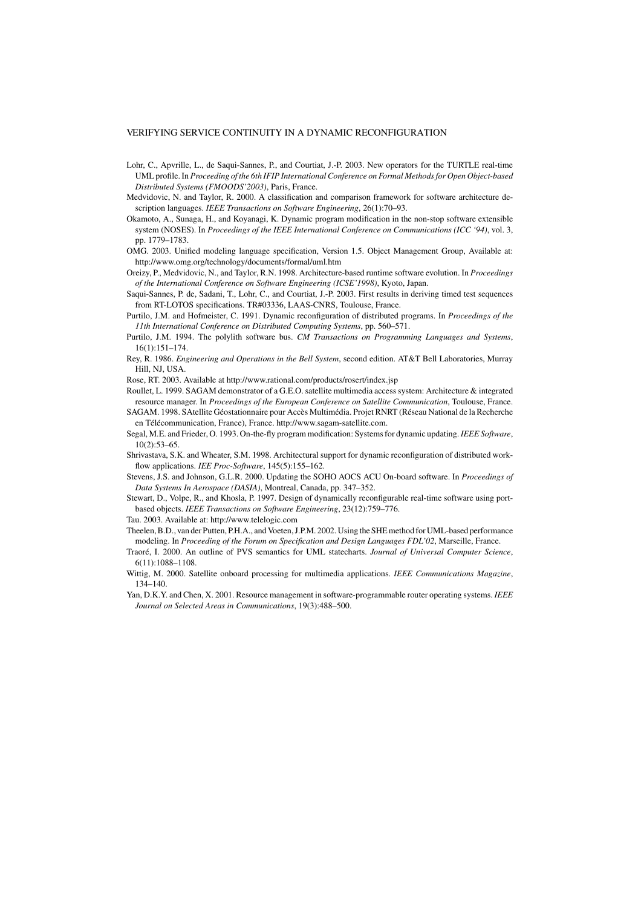Lohr, C., Apvrille, L., de Saqui-Sannes, P., and Courtiat, J.-P. 2003. New operators for the TURTLE real-time UML profile. In *Proceeding of the 6th IFIP International Conference on Formal Methods for Open Object-based Distributed Systems (FMOODS'2003)*, Paris, France.

Medvidovic, N. and Taylor, R. 2000. A classification and comparison framework for software architecture description languages. *IEEE Transactions on Software Engineering*, 26(1):70–93.

Okamoto, A., Sunaga, H., and Koyanagi, K. Dynamic program modification in the non-stop software extensible system (NOSES). In *Proceedings of the IEEE International Conference on Communications (ICC '94)*, vol. 3, pp. 1779–1783.

OMG. 2003. Unified modeling language specification, Version 1.5. Object Management Group, Available at: http://www.omg.org/technology/documents/formal/uml.htm

Oreizy, P., Medvidovic, N., and Taylor, R.N. 1998. Architecture-based runtime software evolution. In *Proceedings of the International Conference on Software Engineering (ICSE'1998)*, Kyoto, Japan.

Saqui-Sannes, P. de, Sadani, T., Lohr, C., and Courtiat, J.-P. 2003. First results in deriving timed test sequences from RT-LOTOS specifications. TR#03336, LAAS-CNRS, Toulouse, France.

Purtilo, J.M. and Hofmeister, C. 1991. Dynamic reconfiguration of distributed programs. In *Proceedings of the 11th International Conference on Distributed Computing Systems*, pp. 560–571.

Purtilo, J.M. 1994. The polylith software bus. *CM Transactions on Programming Languages and Systems*, 16(1):151–174.

Rey, R. 1986. *Engineering and Operations in the Bell System*, second edition. AT&T Bell Laboratories, Murray Hill, NJ, USA.

Rose, RT. 2003. Available at http://www.rational.com/products/rosert/index.jsp

Roullet, L. 1999. SAGAM demonstrator of a G.E.O. satellite multimedia access system: Architecture & integrated resource manager. In *Proceedings of the European Conference on Satellite Communication*, Toulouse, France.

SAGAM. 1998. SAtellite Géostationnaire pour Accès Multimédia. Projet RNRT (Réseau National de la Recherche en Télécommunication, France), France. http://www.sagam-satellite.com.

Segal, M.E. and Frieder, O. 1993. On-the-fly program modification: Systems for dynamic updating. *IEEE Software*, 10(2):53–65.

Shrivastava, S.K. and Wheater, S.M. 1998. Architectural support for dynamic reconfiguration of distributed workflow applications. *IEE Proc-Software*, 145(5):155–162.

Stevens, J.S. and Johnson, G.L.R. 2000. Updating the SOHO AOCS ACU On-board software. In *Proceedings of Data Systems In Aerospace (DASIA)*, Montreal, Canada, pp. 347–352.

Stewart, D., Volpe, R., and Khosla, P. 1997. Design of dynamically reconfigurable real-time software using port-based objects. *IEEE Transactions on Software Engineering*, 23(12):759–776.

Tau. 2003. Available at: http://www.telelogic.com

Theelen, B.D., van der Putten, P.H.A., and Voeten, J.P.M. 2002. Using the SHE method for UML-based performance modeling. In *Proceeding of the Forum on Specification and Design Languages FDL'02*, Marseille, France.

Traoré, I. 2000. An outline of PVS semantics for UML statecharts. *Journal of Universal Computer Science*, 6(11):1088–1108.

Wittig, M. 2000. Satellite onboard processing for multimedia applications. *IEEE Communications Magazine*, 134–140.

Yan, D.K.Y. and Chen, X. 2001. Resource management in software-programmable router operating systems. *IEEE Journal on Selected Areas in Communications*, 19(3):488–500.